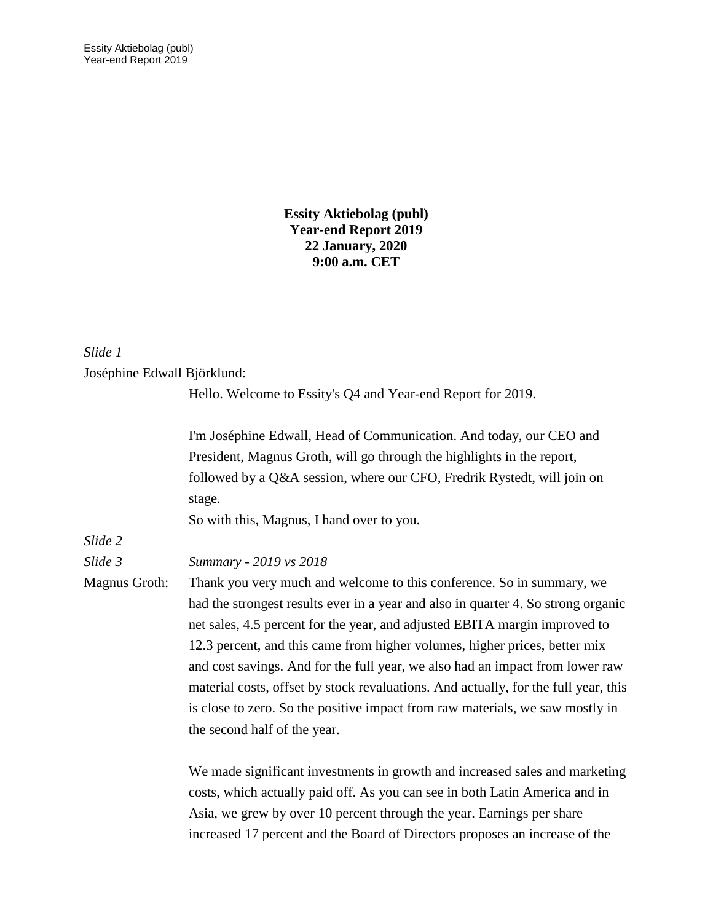**Essity Aktiebolag (publ)**
**Year-end Report 2019**
**22 January, 2020**
**9:00 a.m. CET**

*Slide 1*

Joséphine Edwall Björklund:

Hello. Welcome to Essity's Q4 and Year-end Report for 2019.

I'm Joséphine Edwall, Head of Communication. And today, our CEO and President, Magnus Groth, will go through the highlights in the report, followed by a Q&A session, where our CFO, Fredrik Rystedt, will join on stage.
So with this, Magnus, I hand over to you.

*Slide 2*

*Slide 3* *Summary - 2019 vs 2018*

Magnus Groth: Thank you very much and welcome to this conference. So in summary, we had the strongest results ever in a year and also in quarter 4. So strong organic net sales, 4.5 percent for the year, and adjusted EBITA margin improved to 12.3 percent, and this came from higher volumes, higher prices, better mix and cost savings. And for the full year, we also had an impact from lower raw material costs, offset by stock revaluations. And actually, for the full year, this is close to zero. So the positive impact from raw materials, we saw mostly in the second half of the year.

We made significant investments in growth and increased sales and marketing costs, which actually paid off. As you can see in both Latin America and in Asia, we grew by over 10 percent through the year. Earnings per share increased 17 percent and the Board of Directors proposes an increase of the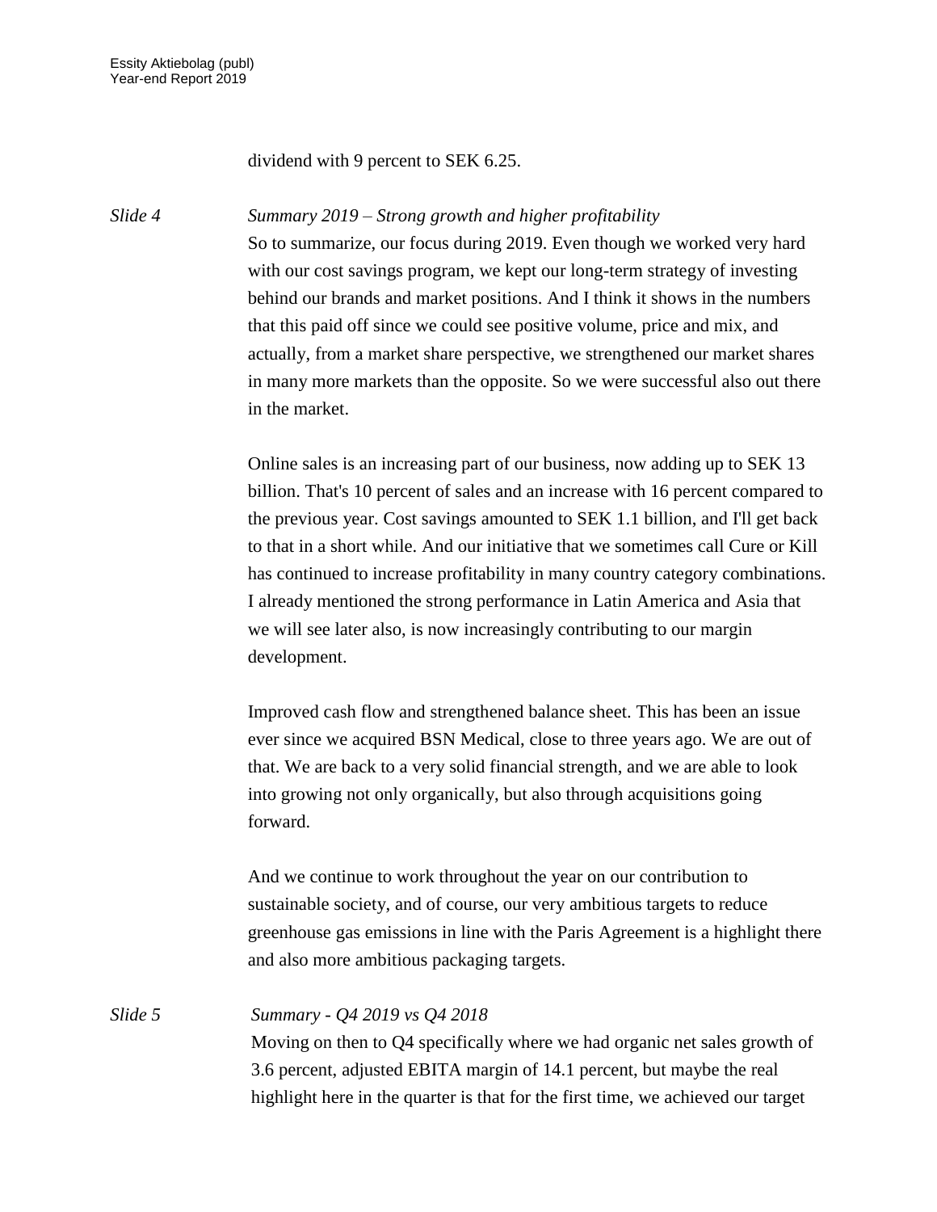dividend with 9 percent to SEK 6.25.

*Slide 4* *Summary 2019 – Strong growth and higher profitability*

So to summarize, our focus during 2019. Even though we worked very hard with our cost savings program, we kept our long-term strategy of investing behind our brands and market positions. And I think it shows in the numbers that this paid off since we could see positive volume, price and mix, and actually, from a market share perspective, we strengthened our market shares in many more markets than the opposite. So we were successful also out there in the market.

Online sales is an increasing part of our business, now adding up to SEK 13 billion. That's 10 percent of sales and an increase with 16 percent compared to the previous year. Cost savings amounted to SEK 1.1 billion, and I'll get back to that in a short while. And our initiative that we sometimes call Cure or Kill has continued to increase profitability in many country category combinations. I already mentioned the strong performance in Latin America and Asia that we will see later also, is now increasingly contributing to our margin development.

Improved cash flow and strengthened balance sheet. This has been an issue ever since we acquired BSN Medical, close to three years ago. We are out of that. We are back to a very solid financial strength, and we are able to look into growing not only organically, but also through acquisitions going forward.

And we continue to work throughout the year on our contribution to sustainable society, and of course, our very ambitious targets to reduce greenhouse gas emissions in line with the Paris Agreement is a highlight there and also more ambitious packaging targets.

*Slide 5* *Summary - Q4 2019 vs Q4 2018*

Moving on then to Q4 specifically where we had organic net sales growth of 3.6 percent, adjusted EBITA margin of 14.1 percent, but maybe the real highlight here in the quarter is that for the first time, we achieved our target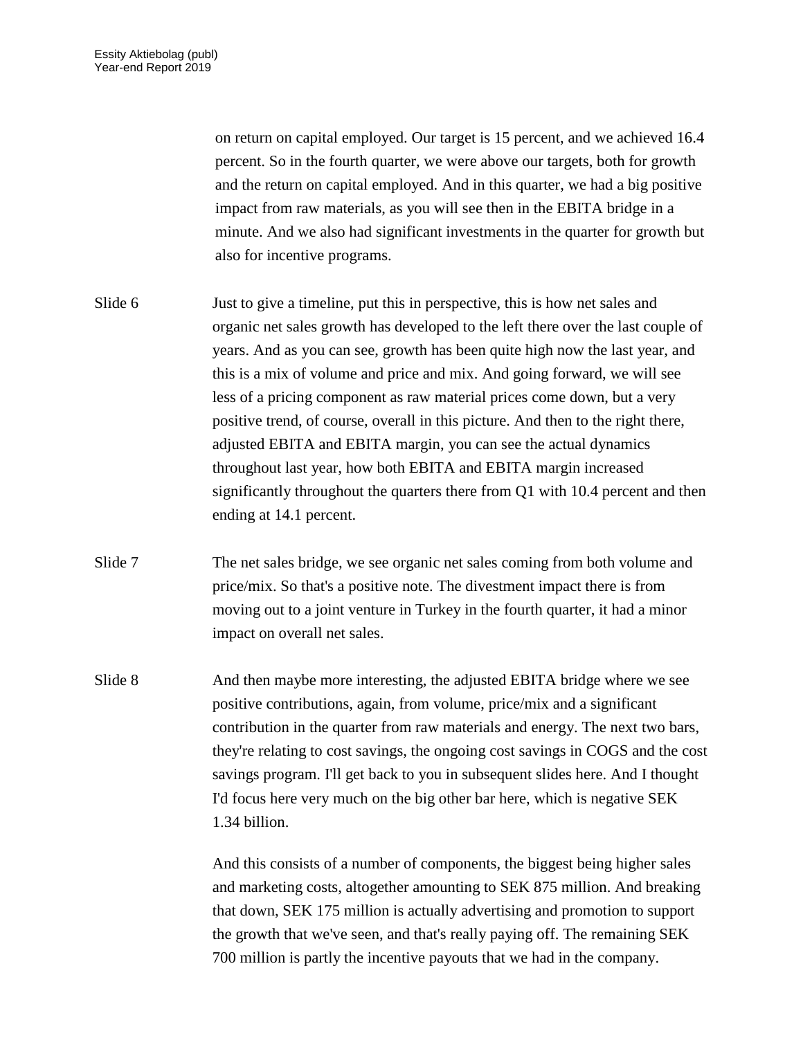on return on capital employed. Our target is 15 percent, and we achieved 16.4 percent. So in the fourth quarter, we were above our targets, both for growth and the return on capital employed. And in this quarter, we had a big positive impact from raw materials, as you will see then in the EBITA bridge in a minute. And we also had significant investments in the quarter for growth but also for incentive programs.

Slide 6 Just to give a timeline, put this in perspective, this is how net sales and organic net sales growth has developed to the left there over the last couple of years. And as you can see, growth has been quite high now the last year, and this is a mix of volume and price and mix. And going forward, we will see less of a pricing component as raw material prices come down, but a very positive trend, of course, overall in this picture. And then to the right there, adjusted EBITA and EBITA margin, you can see the actual dynamics throughout last year, how both EBITA and EBITA margin increased significantly throughout the quarters there from Q1 with 10.4 percent and then ending at 14.1 percent.

Slide 7 The net sales bridge, we see organic net sales coming from both volume and price/mix. So that's a positive note. The divestment impact there is from moving out to a joint venture in Turkey in the fourth quarter, it had a minor impact on overall net sales.

Slide 8 And then maybe more interesting, the adjusted EBITA bridge where we see positive contributions, again, from volume, price/mix and a significant contribution in the quarter from raw materials and energy. The next two bars, they're relating to cost savings, the ongoing cost savings in COGS and the cost savings program. I'll get back to you in subsequent slides here. And I thought I'd focus here very much on the big other bar here, which is negative SEK 1.34 billion.

And this consists of a number of components, the biggest being higher sales and marketing costs, altogether amounting to SEK 875 million. And breaking that down, SEK 175 million is actually advertising and promotion to support the growth that we've seen, and that's really paying off. The remaining SEK 700 million is partly the incentive payouts that we had in the company.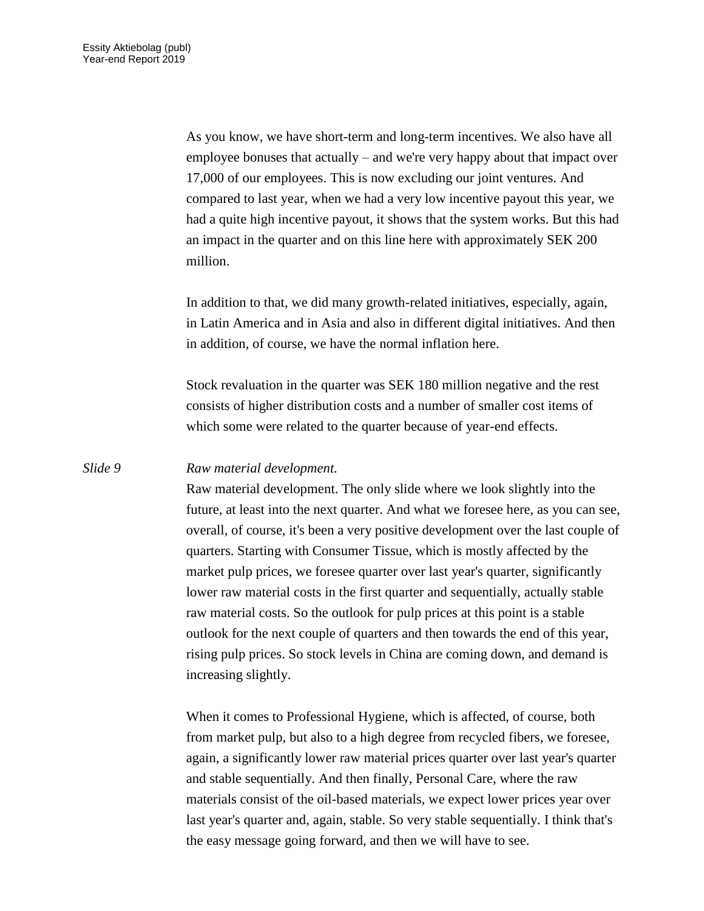As you know, we have short-term and long-term incentives. We also have all employee bonuses that actually – and we're very happy about that impact over 17,000 of our employees. This is now excluding our joint ventures. And compared to last year, when we had a very low incentive payout this year, we had a quite high incentive payout, it shows that the system works. But this had an impact in the quarter and on this line here with approximately SEK 200 million.

In addition to that, we did many growth-related initiatives, especially, again, in Latin America and in Asia and also in different digital initiatives. And then in addition, of course, we have the normal inflation here.

Stock revaluation in the quarter was SEK 180 million negative and the rest consists of higher distribution costs and a number of smaller cost items of which some were related to the quarter because of year-end effects.

*Slide 9* *Raw material development.*

Raw material development. The only slide where we look slightly into the future, at least into the next quarter. And what we foresee here, as you can see, overall, of course, it's been a very positive development over the last couple of quarters. Starting with Consumer Tissue, which is mostly affected by the market pulp prices, we foresee quarter over last year's quarter, significantly lower raw material costs in the first quarter and sequentially, actually stable raw material costs. So the outlook for pulp prices at this point is a stable outlook for the next couple of quarters and then towards the end of this year, rising pulp prices. So stock levels in China are coming down, and demand is increasing slightly.

When it comes to Professional Hygiene, which is affected, of course, both from market pulp, but also to a high degree from recycled fibers, we foresee, again, a significantly lower raw material prices quarter over last year's quarter and stable sequentially. And then finally, Personal Care, where the raw materials consist of the oil-based materials, we expect lower prices year over last year's quarter and, again, stable. So very stable sequentially. I think that's the easy message going forward, and then we will have to see.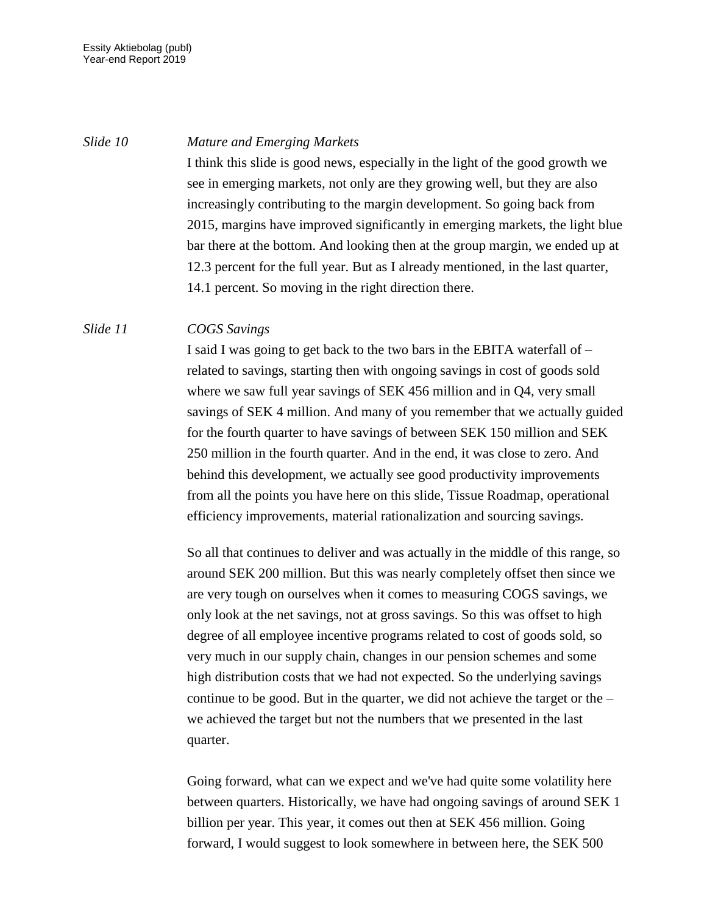*Slide 10* *Mature and Emerging Markets*

I think this slide is good news, especially in the light of the good growth we see in emerging markets, not only are they growing well, but they are also increasingly contributing to the margin development. So going back from 2015, margins have improved significantly in emerging markets, the light blue bar there at the bottom. And looking then at the group margin, we ended up at 12.3 percent for the full year. But as I already mentioned, in the last quarter, 14.1 percent. So moving in the right direction there.

*Slide 11* *COGS Savings*

I said I was going to get back to the two bars in the EBITA waterfall of – related to savings, starting then with ongoing savings in cost of goods sold where we saw full year savings of SEK 456 million and in Q4, very small savings of SEK 4 million. And many of you remember that we actually guided for the fourth quarter to have savings of between SEK 150 million and SEK 250 million in the fourth quarter. And in the end, it was close to zero. And behind this development, we actually see good productivity improvements from all the points you have here on this slide, Tissue Roadmap, operational efficiency improvements, material rationalization and sourcing savings.

So all that continues to deliver and was actually in the middle of this range, so around SEK 200 million. But this was nearly completely offset then since we are very tough on ourselves when it comes to measuring COGS savings, we only look at the net savings, not at gross savings. So this was offset to high degree of all employee incentive programs related to cost of goods sold, so very much in our supply chain, changes in our pension schemes and some high distribution costs that we had not expected. So the underlying savings continue to be good. But in the quarter, we did not achieve the target or the – we achieved the target but not the numbers that we presented in the last quarter.

Going forward, what can we expect and we've had quite some volatility here between quarters. Historically, we have had ongoing savings of around SEK 1 billion per year. This year, it comes out then at SEK 456 million. Going forward, I would suggest to look somewhere in between here, the SEK 500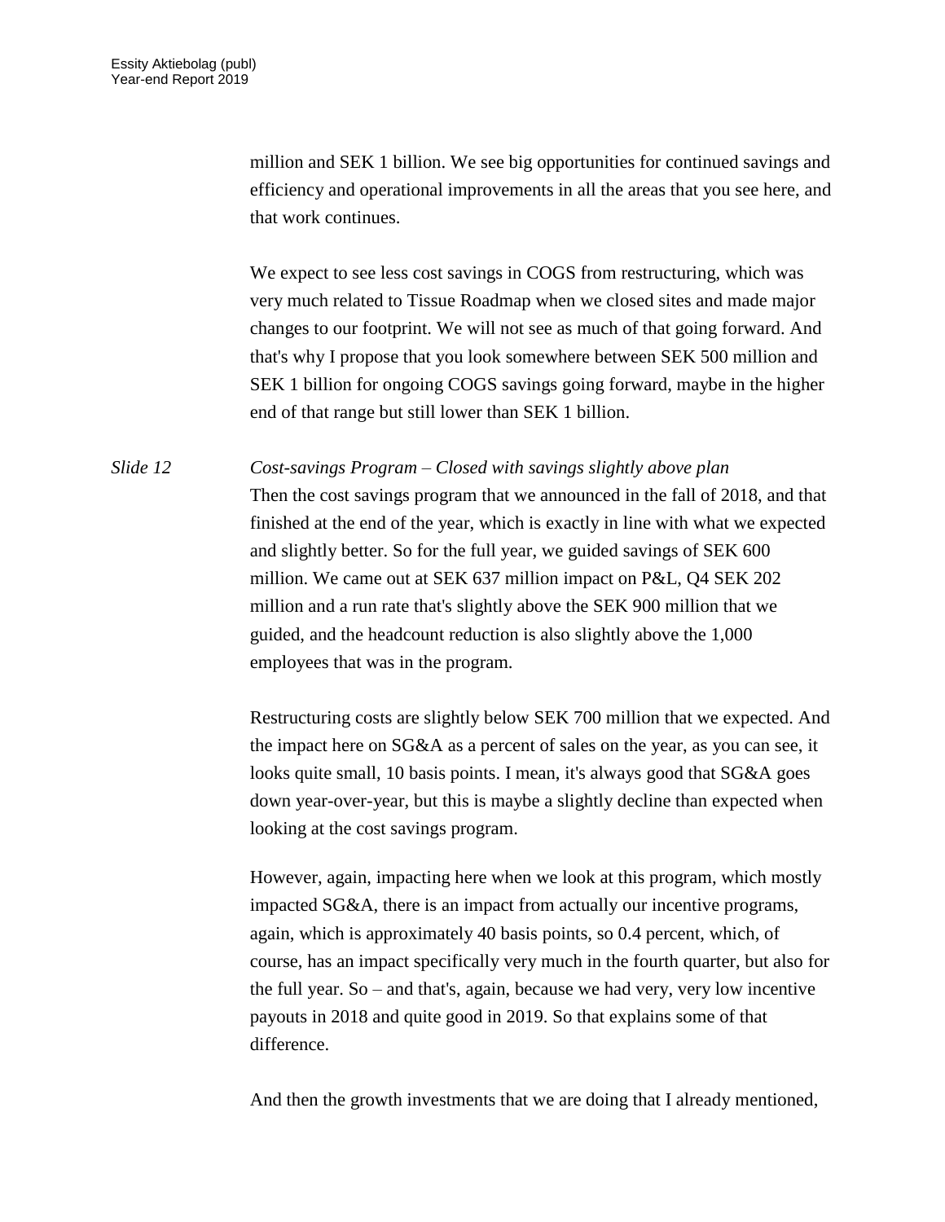million and SEK 1 billion. We see big opportunities for continued savings and efficiency and operational improvements in all the areas that you see here, and that work continues.

We expect to see less cost savings in COGS from restructuring, which was very much related to Tissue Roadmap when we closed sites and made major changes to our footprint. We will not see as much of that going forward. And that's why I propose that you look somewhere between SEK 500 million and SEK 1 billion for ongoing COGS savings going forward, maybe in the higher end of that range but still lower than SEK 1 billion.

*Slide 12* *Cost-savings Program – Closed with savings slightly above plan*

Then the cost savings program that we announced in the fall of 2018, and that finished at the end of the year, which is exactly in line with what we expected and slightly better. So for the full year, we guided savings of SEK 600 million. We came out at SEK 637 million impact on P&L, Q4 SEK 202 million and a run rate that's slightly above the SEK 900 million that we guided, and the headcount reduction is also slightly above the 1,000 employees that was in the program.

Restructuring costs are slightly below SEK 700 million that we expected. And the impact here on SG&A as a percent of sales on the year, as you can see, it looks quite small, 10 basis points. I mean, it's always good that SG&A goes down year-over-year, but this is maybe a slightly decline than expected when looking at the cost savings program.

However, again, impacting here when we look at this program, which mostly impacted SG&A, there is an impact from actually our incentive programs, again, which is approximately 40 basis points, so 0.4 percent, which, of course, has an impact specifically very much in the fourth quarter, but also for the full year. So – and that's, again, because we had very, very low incentive payouts in 2018 and quite good in 2019. So that explains some of that difference.

And then the growth investments that we are doing that I already mentioned,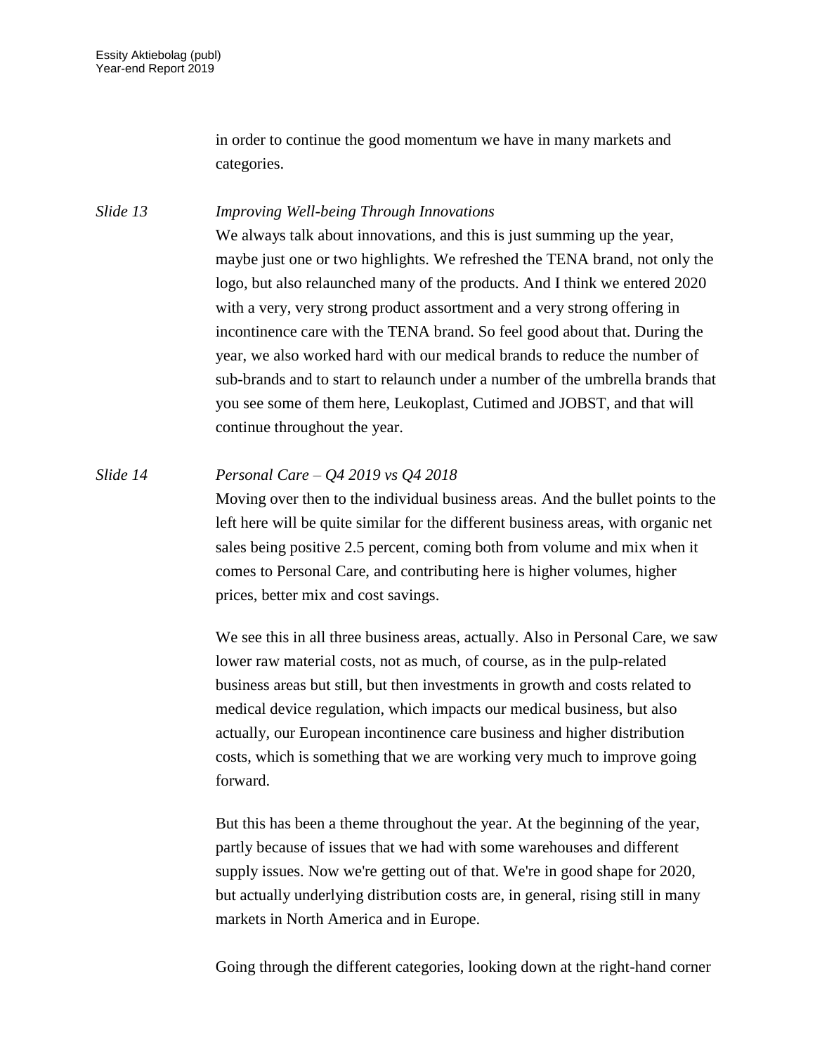in order to continue the good momentum we have in many markets and categories.

*Slide 13* *Improving Well-being Through Innovations*

We always talk about innovations, and this is just summing up the year, maybe just one or two highlights. We refreshed the TENA brand, not only the logo, but also relaunched many of the products. And I think we entered 2020 with a very, very strong product assortment and a very strong offering in incontinence care with the TENA brand. So feel good about that. During the year, we also worked hard with our medical brands to reduce the number of sub-brands and to start to relaunch under a number of the umbrella brands that you see some of them here, Leukoplast, Cutimed and JOBST, and that will continue throughout the year.

*Slide 14* *Personal Care – Q4 2019 vs Q4 2018*

Moving over then to the individual business areas. And the bullet points to the left here will be quite similar for the different business areas, with organic net sales being positive 2.5 percent, coming both from volume and mix when it comes to Personal Care, and contributing here is higher volumes, higher prices, better mix and cost savings.

We see this in all three business areas, actually. Also in Personal Care, we saw lower raw material costs, not as much, of course, as in the pulp-related business areas but still, but then investments in growth and costs related to medical device regulation, which impacts our medical business, but also actually, our European incontinence care business and higher distribution costs, which is something that we are working very much to improve going forward.

But this has been a theme throughout the year. At the beginning of the year, partly because of issues that we had with some warehouses and different supply issues. Now we're getting out of that. We're in good shape for 2020, but actually underlying distribution costs are, in general, rising still in many markets in North America and in Europe.

Going through the different categories, looking down at the right-hand corner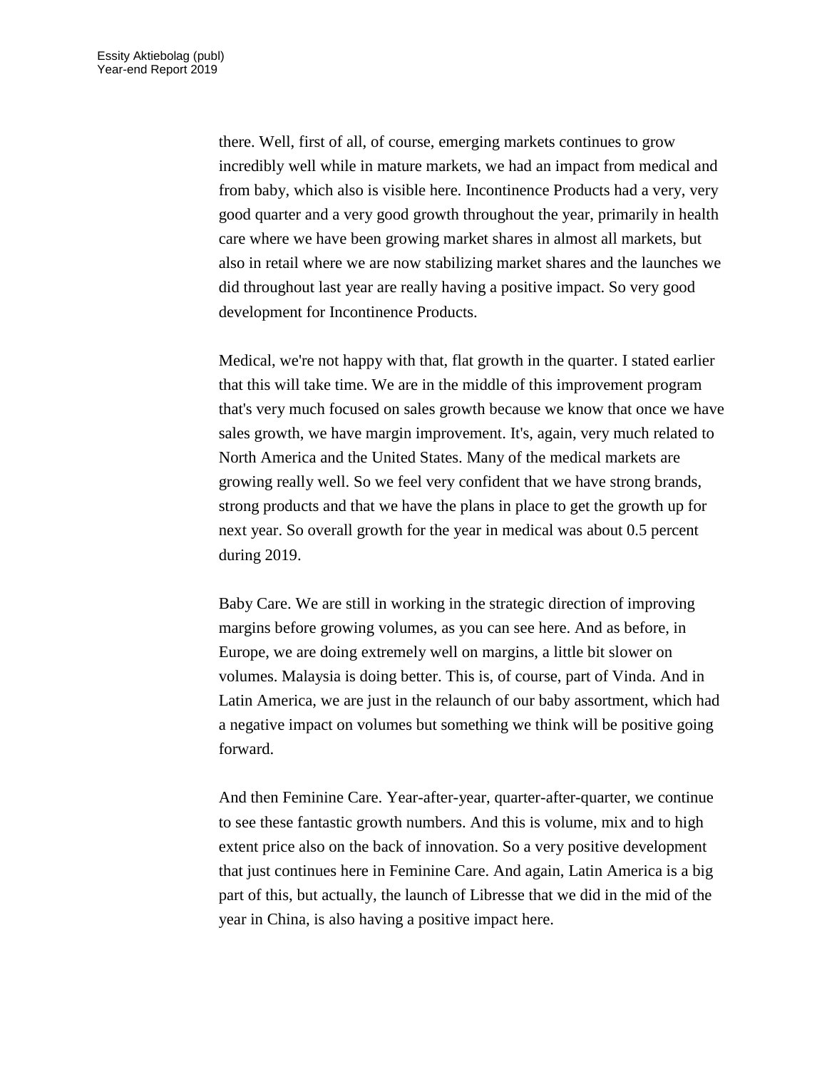there. Well, first of all, of course, emerging markets continues to grow incredibly well while in mature markets, we had an impact from medical and from baby, which also is visible here. Incontinence Products had a very, very good quarter and a very good growth throughout the year, primarily in health care where we have been growing market shares in almost all markets, but also in retail where we are now stabilizing market shares and the launches we did throughout last year are really having a positive impact. So very good development for Incontinence Products.

Medical, we're not happy with that, flat growth in the quarter. I stated earlier that this will take time. We are in the middle of this improvement program that's very much focused on sales growth because we know that once we have sales growth, we have margin improvement. It's, again, very much related to North America and the United States. Many of the medical markets are growing really well. So we feel very confident that we have strong brands, strong products and that we have the plans in place to get the growth up for next year. So overall growth for the year in medical was about 0.5 percent during 2019.

Baby Care. We are still in working in the strategic direction of improving margins before growing volumes, as you can see here. And as before, in Europe, we are doing extremely well on margins, a little bit slower on volumes. Malaysia is doing better. This is, of course, part of Vinda. And in Latin America, we are just in the relaunch of our baby assortment, which had a negative impact on volumes but something we think will be positive going forward.

And then Feminine Care. Year-after-year, quarter-after-quarter, we continue to see these fantastic growth numbers. And this is volume, mix and to high extent price also on the back of innovation. So a very positive development that just continues here in Feminine Care. And again, Latin America is a big part of this, but actually, the launch of Libresse that we did in the mid of the year in China, is also having a positive impact here.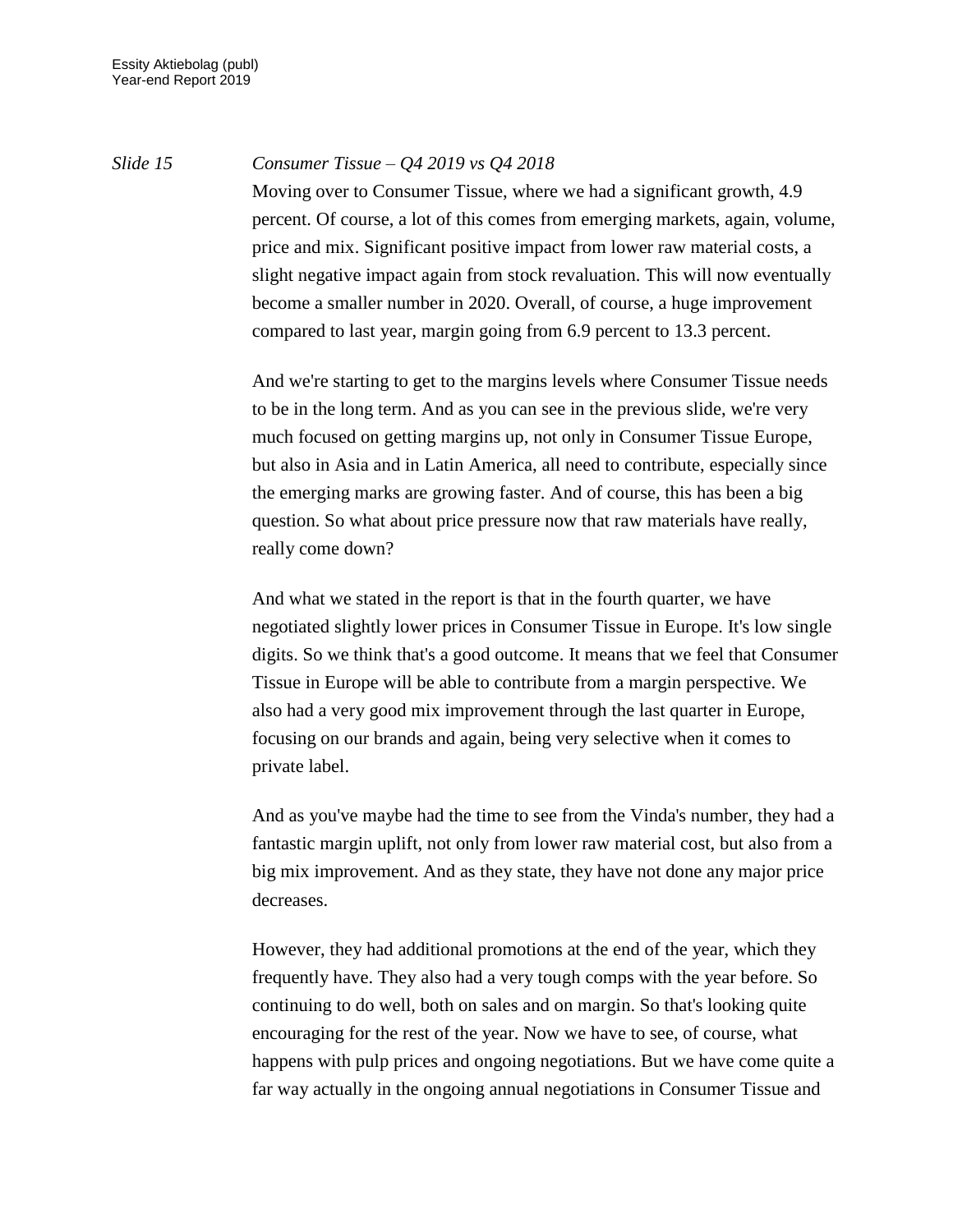*Slide 15* *Consumer Tissue – Q4 2019 vs Q4 2018*

Moving over to Consumer Tissue, where we had a significant growth, 4.9 percent. Of course, a lot of this comes from emerging markets, again, volume, price and mix. Significant positive impact from lower raw material costs, a slight negative impact again from stock revaluation. This will now eventually become a smaller number in 2020. Overall, of course, a huge improvement compared to last year, margin going from 6.9 percent to 13.3 percent.

And we're starting to get to the margins levels where Consumer Tissue needs to be in the long term. And as you can see in the previous slide, we're very much focused on getting margins up, not only in Consumer Tissue Europe, but also in Asia and in Latin America, all need to contribute, especially since the emerging marks are growing faster. And of course, this has been a big question. So what about price pressure now that raw materials have really, really come down?

And what we stated in the report is that in the fourth quarter, we have negotiated slightly lower prices in Consumer Tissue in Europe. It's low single digits. So we think that's a good outcome. It means that we feel that Consumer Tissue in Europe will be able to contribute from a margin perspective. We also had a very good mix improvement through the last quarter in Europe, focusing on our brands and again, being very selective when it comes to private label.

And as you've maybe had the time to see from the Vinda's number, they had a fantastic margin uplift, not only from lower raw material cost, but also from a big mix improvement. And as they state, they have not done any major price decreases.

However, they had additional promotions at the end of the year, which they frequently have. They also had a very tough comps with the year before. So continuing to do well, both on sales and on margin. So that's looking quite encouraging for the rest of the year. Now we have to see, of course, what happens with pulp prices and ongoing negotiations. But we have come quite a far way actually in the ongoing annual negotiations in Consumer Tissue and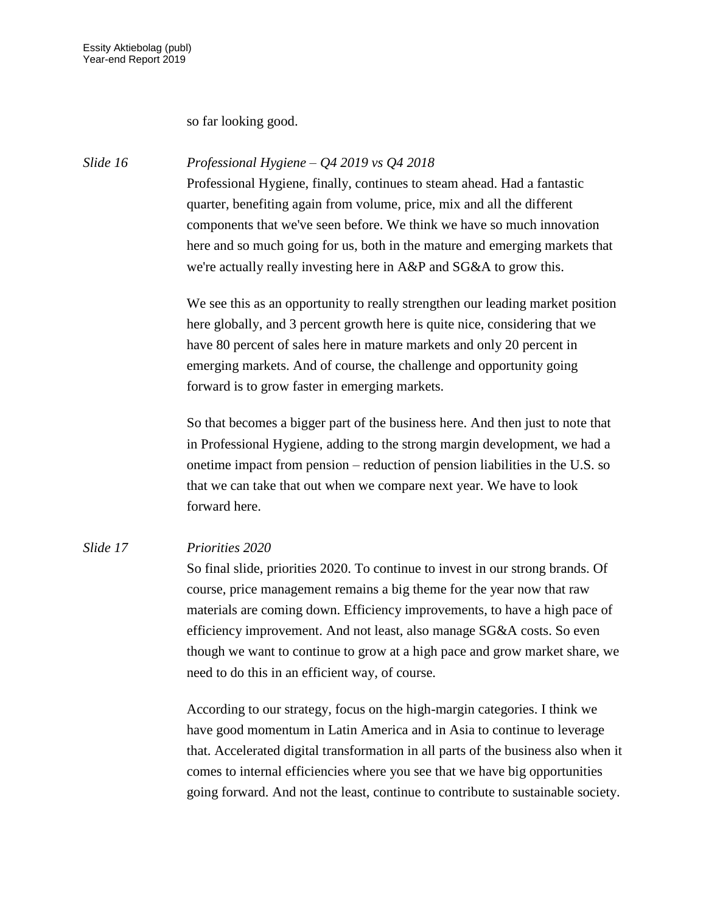so far looking good.

*Slide 16* *Professional Hygiene – Q4 2019 vs Q4 2018*

Professional Hygiene, finally, continues to steam ahead. Had a fantastic quarter, benefiting again from volume, price, mix and all the different components that we've seen before. We think we have so much innovation here and so much going for us, both in the mature and emerging markets that we're actually really investing here in A&P and SG&A to grow this.

We see this as an opportunity to really strengthen our leading market position here globally, and 3 percent growth here is quite nice, considering that we have 80 percent of sales here in mature markets and only 20 percent in emerging markets. And of course, the challenge and opportunity going forward is to grow faster in emerging markets.

So that becomes a bigger part of the business here. And then just to note that in Professional Hygiene, adding to the strong margin development, we had a onetime impact from pension – reduction of pension liabilities in the U.S. so that we can take that out when we compare next year. We have to look forward here.

*Slide 17* *Priorities 2020*

So final slide, priorities 2020. To continue to invest in our strong brands. Of course, price management remains a big theme for the year now that raw materials are coming down. Efficiency improvements, to have a high pace of efficiency improvement. And not least, also manage SG&A costs. So even though we want to continue to grow at a high pace and grow market share, we need to do this in an efficient way, of course.

According to our strategy, focus on the high-margin categories. I think we have good momentum in Latin America and in Asia to continue to leverage that. Accelerated digital transformation in all parts of the business also when it comes to internal efficiencies where you see that we have big opportunities going forward. And not the least, continue to contribute to sustainable society.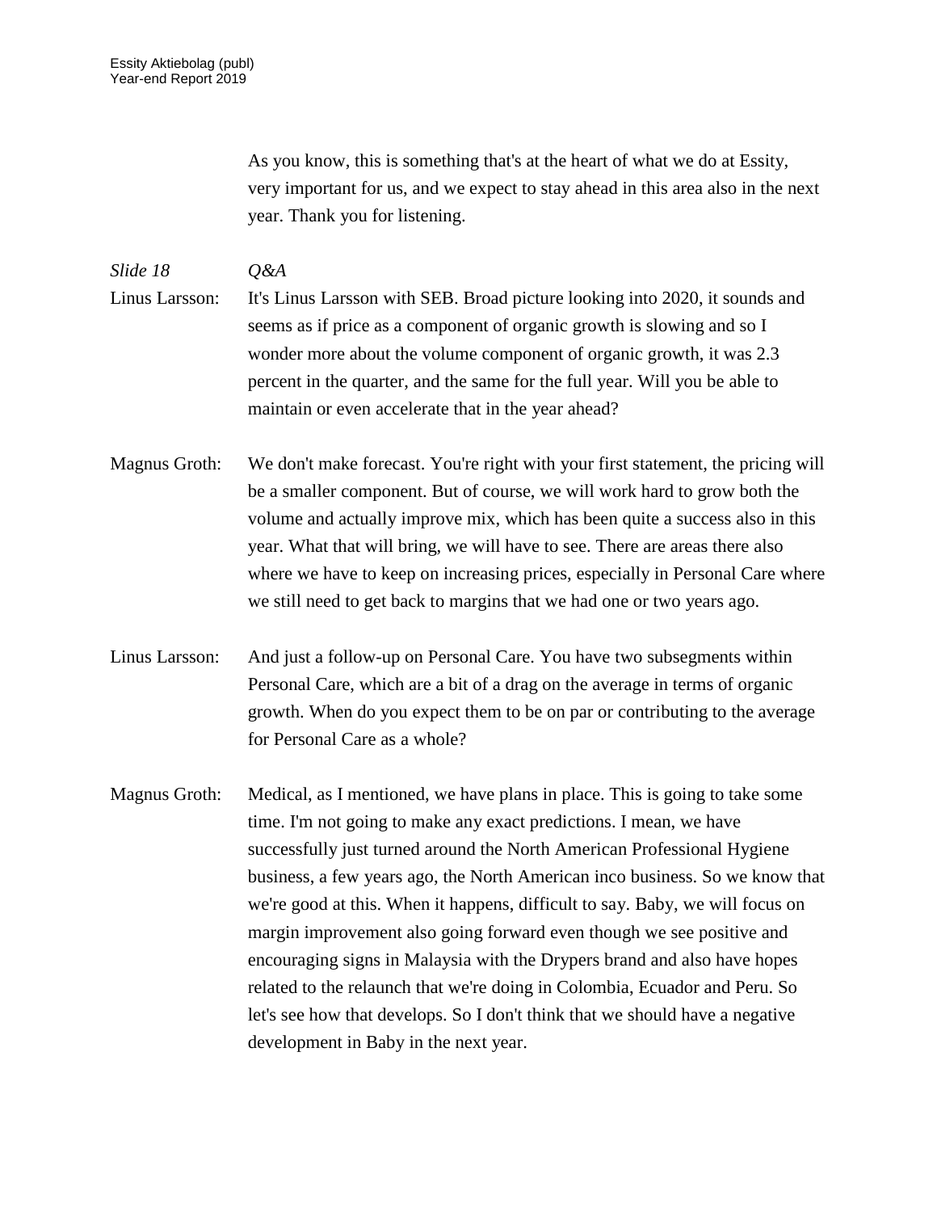As you know, this is something that's at the heart of what we do at Essity, very important for us, and we expect to stay ahead in this area also in the next year. Thank you for listening.

*Slide 18* *Q&A*

Linus Larsson: It's Linus Larsson with SEB. Broad picture looking into 2020, it sounds and seems as if price as a component of organic growth is slowing and so I wonder more about the volume component of organic growth, it was 2.3 percent in the quarter, and the same for the full year. Will you be able to maintain or even accelerate that in the year ahead?

Magnus Groth: We don't make forecast. You're right with your first statement, the pricing will be a smaller component. But of course, we will work hard to grow both the volume and actually improve mix, which has been quite a success also in this year. What that will bring, we will have to see. There are areas there also where we have to keep on increasing prices, especially in Personal Care where we still need to get back to margins that we had one or two years ago.

Linus Larsson: And just a follow-up on Personal Care. You have two subsegments within Personal Care, which are a bit of a drag on the average in terms of organic growth. When do you expect them to be on par or contributing to the average for Personal Care as a whole?

Magnus Groth: Medical, as I mentioned, we have plans in place. This is going to take some time. I'm not going to make any exact predictions. I mean, we have successfully just turned around the North American Professional Hygiene business, a few years ago, the North American inco business. So we know that we're good at this. When it happens, difficult to say. Baby, we will focus on margin improvement also going forward even though we see positive and encouraging signs in Malaysia with the Drypers brand and also have hopes related to the relaunch that we're doing in Colombia, Ecuador and Peru. So let's see how that develops. So I don't think that we should have a negative development in Baby in the next year.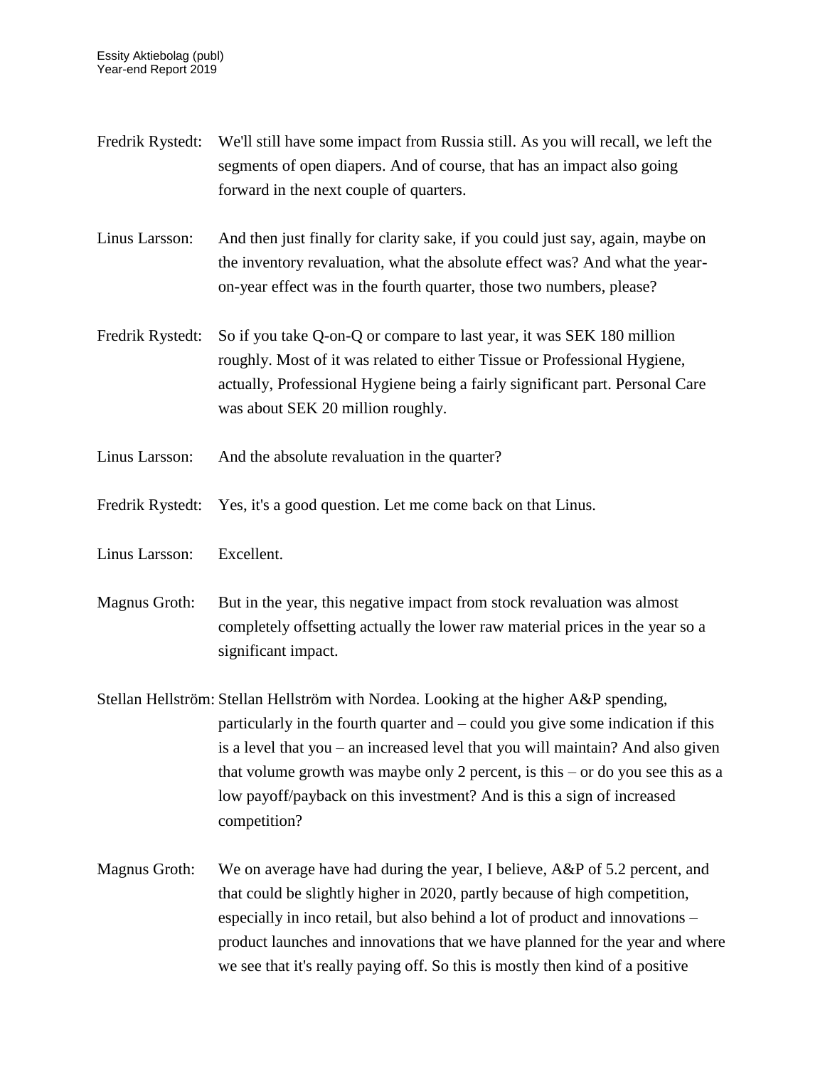Fredrik Rystedt: We'll still have some impact from Russia still. As you will recall, we left the segments of open diapers. And of course, that has an impact also going forward in the next couple of quarters.

Linus Larsson: And then just finally for clarity sake, if you could just say, again, maybe on the inventory revaluation, what the absolute effect was? And what the year-on-year effect was in the fourth quarter, those two numbers, please?

Fredrik Rystedt: So if you take Q-on-Q or compare to last year, it was SEK 180 million roughly. Most of it was related to either Tissue or Professional Hygiene, actually, Professional Hygiene being a fairly significant part. Personal Care was about SEK 20 million roughly.

Linus Larsson: And the absolute revaluation in the quarter?

Fredrik Rystedt: Yes, it's a good question. Let me come back on that Linus.

Linus Larsson: Excellent.

Magnus Groth: But in the year, this negative impact from stock revaluation was almost completely offsetting actually the lower raw material prices in the year so a significant impact.

Stellan Hellström: Stellan Hellström with Nordea. Looking at the higher A&P spending, particularly in the fourth quarter and – could you give some indication if this is a level that you – an increased level that you will maintain? And also given that volume growth was maybe only 2 percent, is this – or do you see this as a low payoff/payback on this investment? And is this a sign of increased competition?

Magnus Groth: We on average have had during the year, I believe, A&P of 5.2 percent, and that could be slightly higher in 2020, partly because of high competition, especially in inco retail, but also behind a lot of product and innovations – product launches and innovations that we have planned for the year and where we see that it's really paying off. So this is mostly then kind of a positive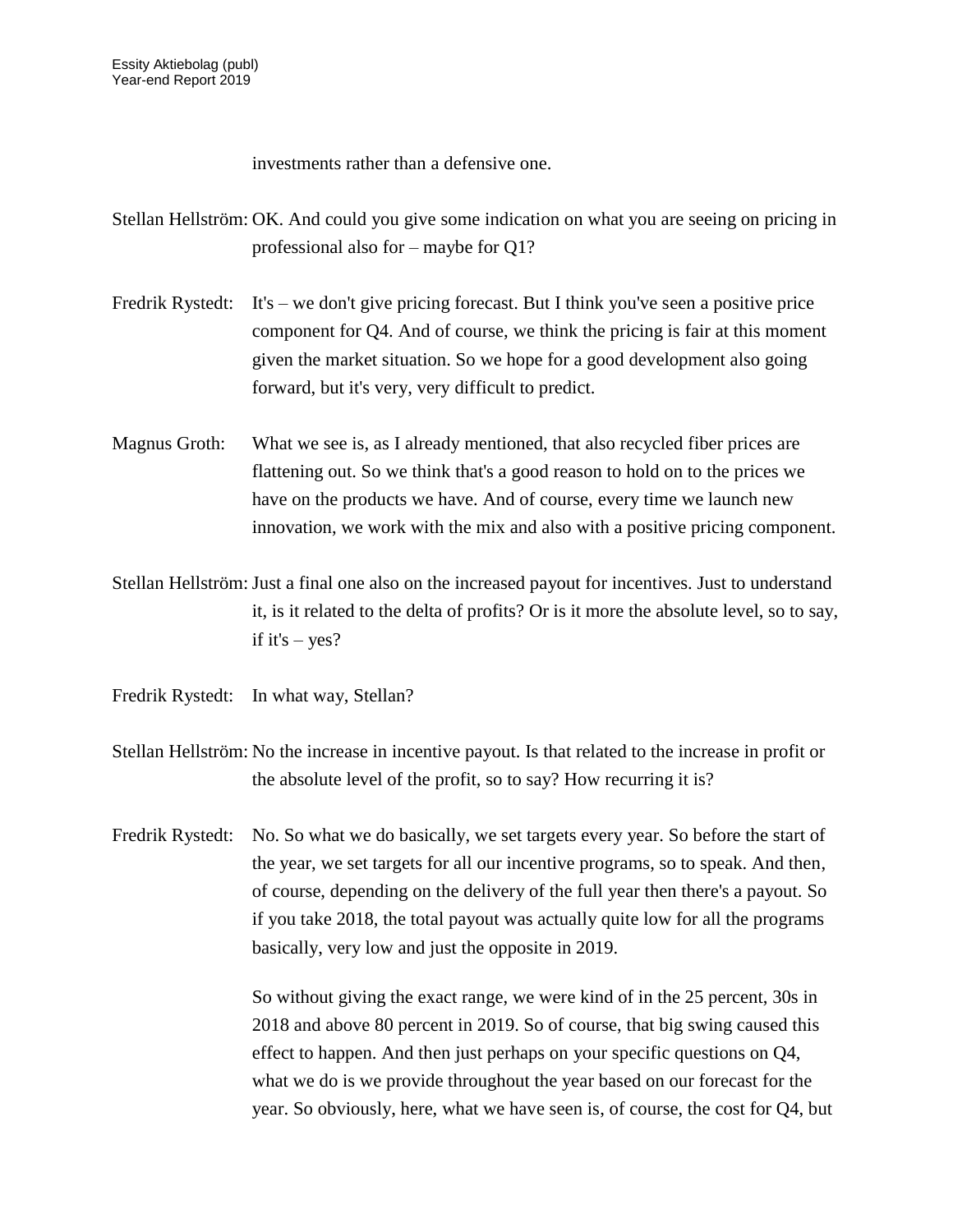investments rather than a defensive one.

Stellan Hellström: OK. And could you give some indication on what you are seeing on pricing in professional also for – maybe for Q1?

Fredrik Rystedt: It's – we don't give pricing forecast. But I think you've seen a positive price component for Q4. And of course, we think the pricing is fair at this moment given the market situation. So we hope for a good development also going forward, but it's very, very difficult to predict.

Magnus Groth: What we see is, as I already mentioned, that also recycled fiber prices are flattening out. So we think that's a good reason to hold on to the prices we have on the products we have. And of course, every time we launch new innovation, we work with the mix and also with a positive pricing component.

Stellan Hellström: Just a final one also on the increased payout for incentives. Just to understand it, is it related to the delta of profits? Or is it more the absolute level, so to say, if it's – yes?

Fredrik Rystedt: In what way, Stellan?

Stellan Hellström: No the increase in incentive payout. Is that related to the increase in profit or the absolute level of the profit, so to say? How recurring it is?

Fredrik Rystedt: No. So what we do basically, we set targets every year. So before the start of the year, we set targets for all our incentive programs, so to speak. And then, of course, depending on the delivery of the full year then there's a payout. So if you take 2018, the total payout was actually quite low for all the programs basically, very low and just the opposite in 2019.

So without giving the exact range, we were kind of in the 25 percent, 30s in 2018 and above 80 percent in 2019. So of course, that big swing caused this effect to happen. And then just perhaps on your specific questions on Q4, what we do is we provide throughout the year based on our forecast for the year. So obviously, here, what we have seen is, of course, the cost for Q4, but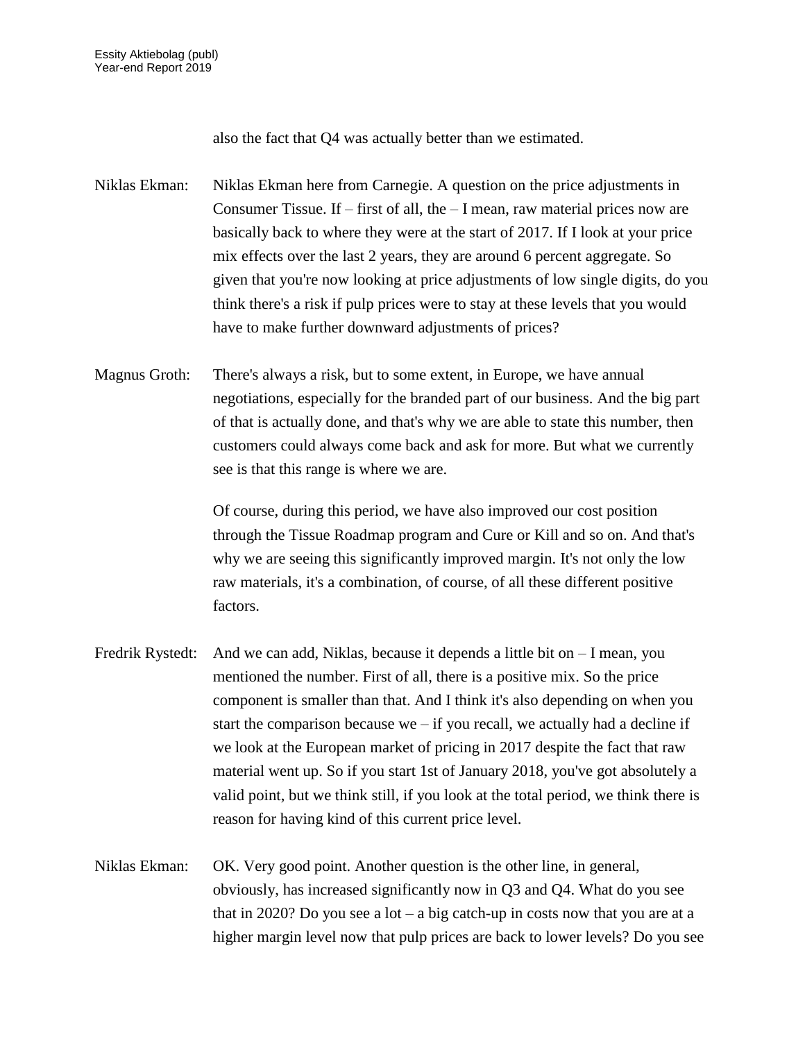also the fact that Q4 was actually better than we estimated.

Niklas Ekman: Niklas Ekman here from Carnegie. A question on the price adjustments in Consumer Tissue. If – first of all, the – I mean, raw material prices now are basically back to where they were at the start of 2017. If I look at your price mix effects over the last 2 years, they are around 6 percent aggregate. So given that you're now looking at price adjustments of low single digits, do you think there's a risk if pulp prices were to stay at these levels that you would have to make further downward adjustments of prices?

Magnus Groth: There's always a risk, but to some extent, in Europe, we have annual negotiations, especially for the branded part of our business. And the big part of that is actually done, and that's why we are able to state this number, then customers could always come back and ask for more. But what we currently see is that this range is where we are.

Of course, during this period, we have also improved our cost position through the Tissue Roadmap program and Cure or Kill and so on. And that's why we are seeing this significantly improved margin. It's not only the low raw materials, it's a combination, of course, of all these different positive factors.

Fredrik Rystedt: And we can add, Niklas, because it depends a little bit on – I mean, you mentioned the number. First of all, there is a positive mix. So the price component is smaller than that. And I think it's also depending on when you start the comparison because we – if you recall, we actually had a decline if we look at the European market of pricing in 2017 despite the fact that raw material went up. So if you start 1st of January 2018, you've got absolutely a valid point, but we think still, if you look at the total period, we think there is reason for having kind of this current price level.

Niklas Ekman: OK. Very good point. Another question is the other line, in general, obviously, has increased significantly now in Q3 and Q4. What do you see that in 2020? Do you see a lot – a big catch-up in costs now that you are at a higher margin level now that pulp prices are back to lower levels? Do you see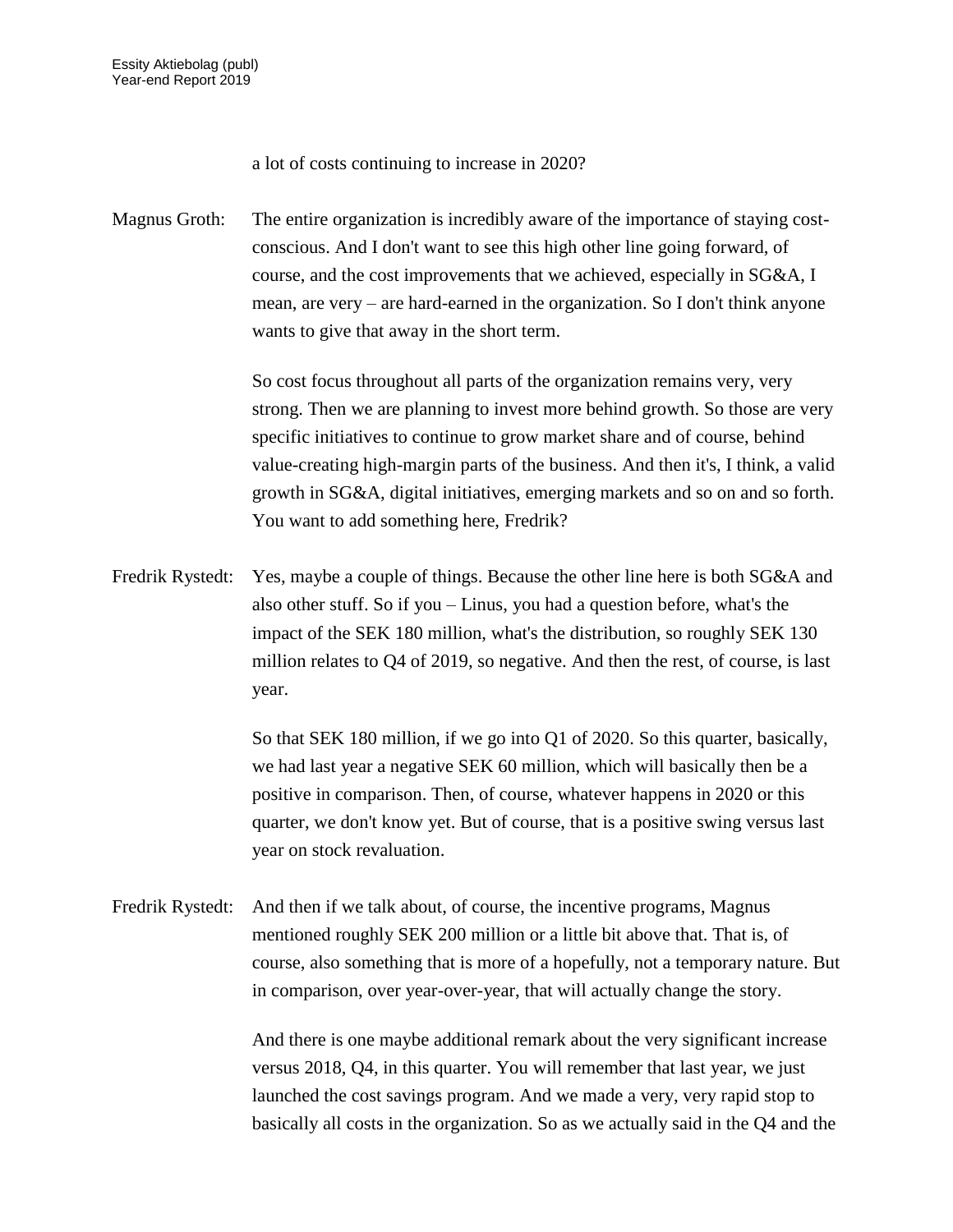a lot of costs continuing to increase in 2020?

Magnus Groth: The entire organization is incredibly aware of the importance of staying cost-conscious. And I don't want to see this high other line going forward, of course, and the cost improvements that we achieved, especially in SG&A, I mean, are very – are hard-earned in the organization. So I don't think anyone wants to give that away in the short term.

So cost focus throughout all parts of the organization remains very, very strong. Then we are planning to invest more behind growth. So those are very specific initiatives to continue to grow market share and of course, behind value-creating high-margin parts of the business. And then it's, I think, a valid growth in SG&A, digital initiatives, emerging markets and so on and so forth. You want to add something here, Fredrik?

Fredrik Rystedt: Yes, maybe a couple of things. Because the other line here is both SG&A and also other stuff. So if you – Linus, you had a question before, what's the impact of the SEK 180 million, what's the distribution, so roughly SEK 130 million relates to Q4 of 2019, so negative. And then the rest, of course, is last year.

So that SEK 180 million, if we go into Q1 of 2020. So this quarter, basically, we had last year a negative SEK 60 million, which will basically then be a positive in comparison. Then, of course, whatever happens in 2020 or this quarter, we don't know yet. But of course, that is a positive swing versus last year on stock revaluation.

Fredrik Rystedt: And then if we talk about, of course, the incentive programs, Magnus mentioned roughly SEK 200 million or a little bit above that. That is, of course, also something that is more of a hopefully, not a temporary nature. But in comparison, over year-over-year, that will actually change the story.

And there is one maybe additional remark about the very significant increase versus 2018, Q4, in this quarter. You will remember that last year, we just launched the cost savings program. And we made a very, very rapid stop to basically all costs in the organization. So as we actually said in the Q4 and the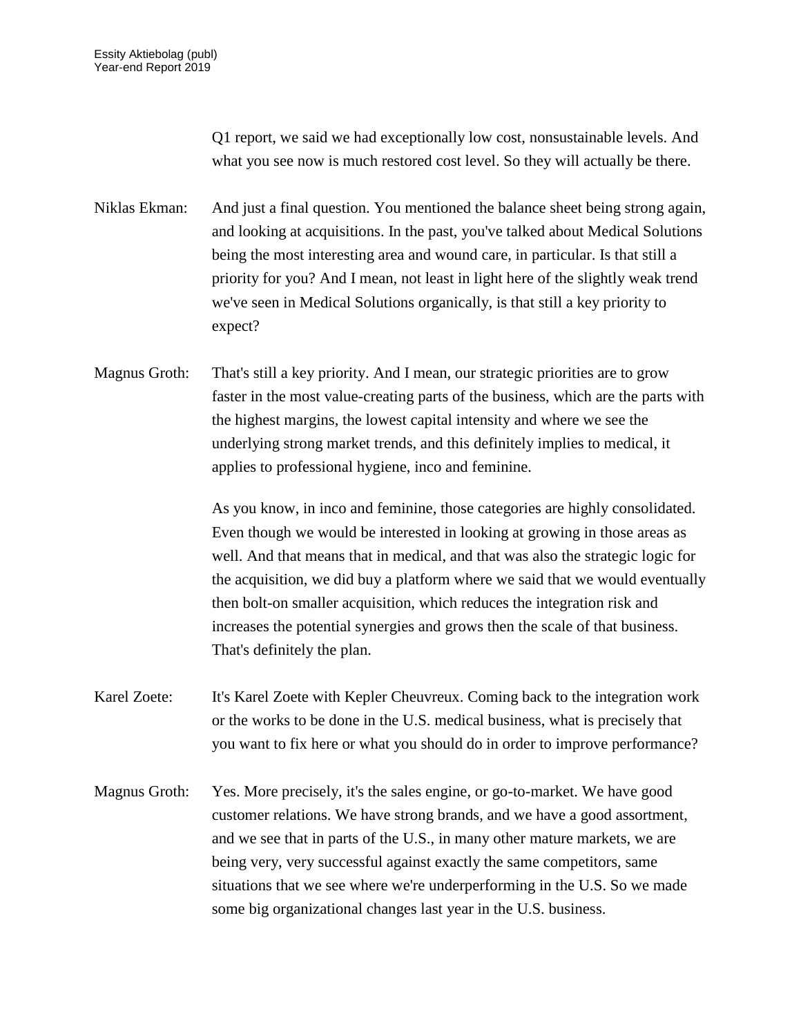Q1 report, we said we had exceptionally low cost, nonsustainable levels. And what you see now is much restored cost level. So they will actually be there.

Niklas Ekman: And just a final question. You mentioned the balance sheet being strong again, and looking at acquisitions. In the past, you've talked about Medical Solutions being the most interesting area and wound care, in particular. Is that still a priority for you? And I mean, not least in light here of the slightly weak trend we've seen in Medical Solutions organically, is that still a key priority to expect?

Magnus Groth: That's still a key priority. And I mean, our strategic priorities are to grow faster in the most value-creating parts of the business, which are the parts with the highest margins, the lowest capital intensity and where we see the underlying strong market trends, and this definitely implies to medical, it applies to professional hygiene, inco and feminine.

As you know, in inco and feminine, those categories are highly consolidated. Even though we would be interested in looking at growing in those areas as well. And that means that in medical, and that was also the strategic logic for the acquisition, we did buy a platform where we said that we would eventually then bolt-on smaller acquisition, which reduces the integration risk and increases the potential synergies and grows then the scale of that business. That's definitely the plan.

Karel Zoete: It's Karel Zoete with Kepler Cheuvreux. Coming back to the integration work or the works to be done in the U.S. medical business, what is precisely that you want to fix here or what you should do in order to improve performance?

Magnus Groth: Yes. More precisely, it's the sales engine, or go-to-market. We have good customer relations. We have strong brands, and we have a good assortment, and we see that in parts of the U.S., in many other mature markets, we are being very, very successful against exactly the same competitors, same situations that we see where we're underperforming in the U.S. So we made some big organizational changes last year in the U.S. business.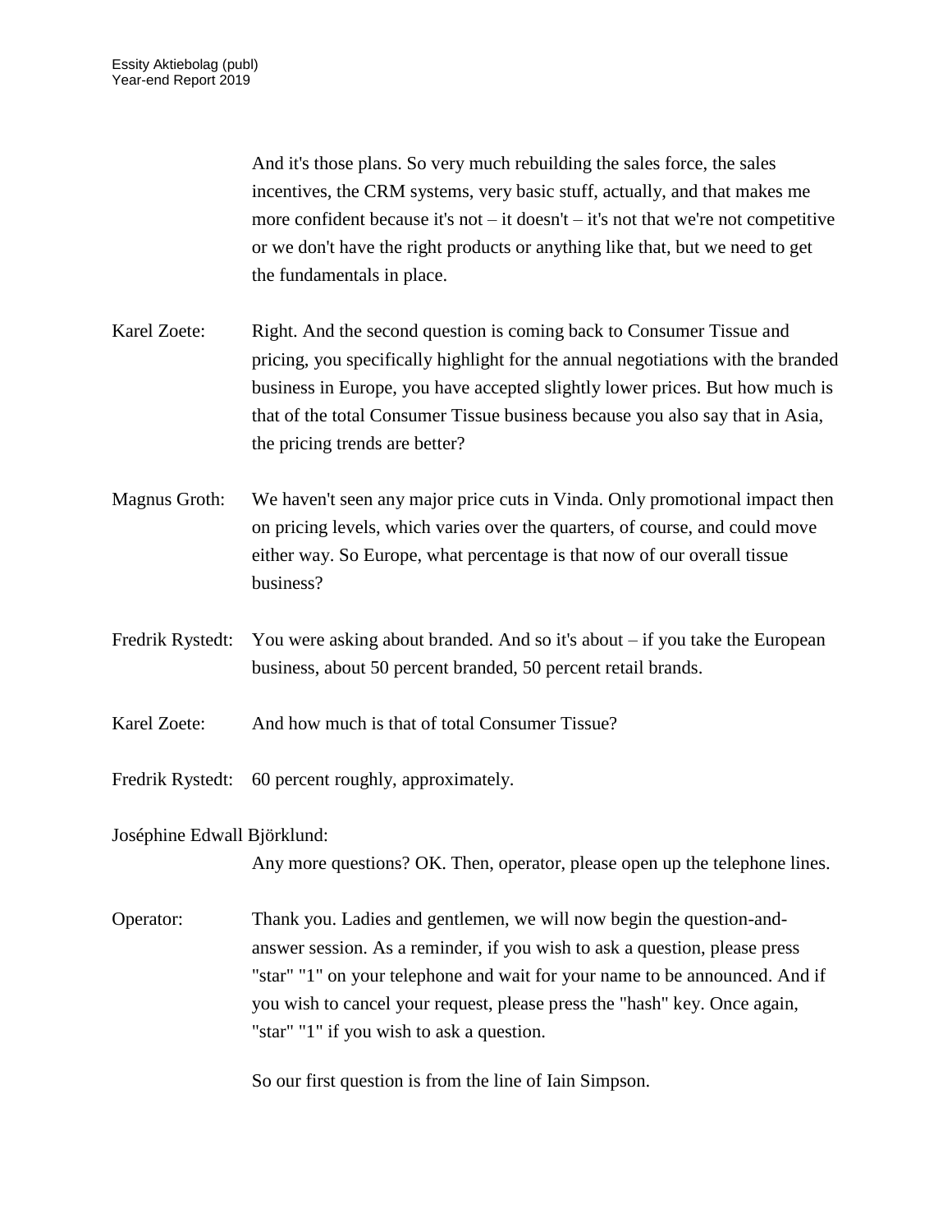And it's those plans. So very much rebuilding the sales force, the sales incentives, the CRM systems, very basic stuff, actually, and that makes me more confident because it's not – it doesn't – it's not that we're not competitive or we don't have the right products or anything like that, but we need to get the fundamentals in place.

Karel Zoete: Right. And the second question is coming back to Consumer Tissue and pricing, you specifically highlight for the annual negotiations with the branded business in Europe, you have accepted slightly lower prices. But how much is that of the total Consumer Tissue business because you also say that in Asia, the pricing trends are better?

Magnus Groth: We haven't seen any major price cuts in Vinda. Only promotional impact then on pricing levels, which varies over the quarters, of course, and could move either way. So Europe, what percentage is that now of our overall tissue business?

Fredrik Rystedt: You were asking about branded. And so it's about – if you take the European business, about 50 percent branded, 50 percent retail brands.

Karel Zoete: And how much is that of total Consumer Tissue?

Fredrik Rystedt: 60 percent roughly, approximately.

Joséphine Edwall Björklund:

Any more questions? OK. Then, operator, please open up the telephone lines.

Operator: Thank you. Ladies and gentlemen, we will now begin the question-and-answer session. As a reminder, if you wish to ask a question, please press "star" "1" on your telephone and wait for your name to be announced. And if you wish to cancel your request, please press the "hash" key. Once again, "star" "1" if you wish to ask a question.

So our first question is from the line of Iain Simpson.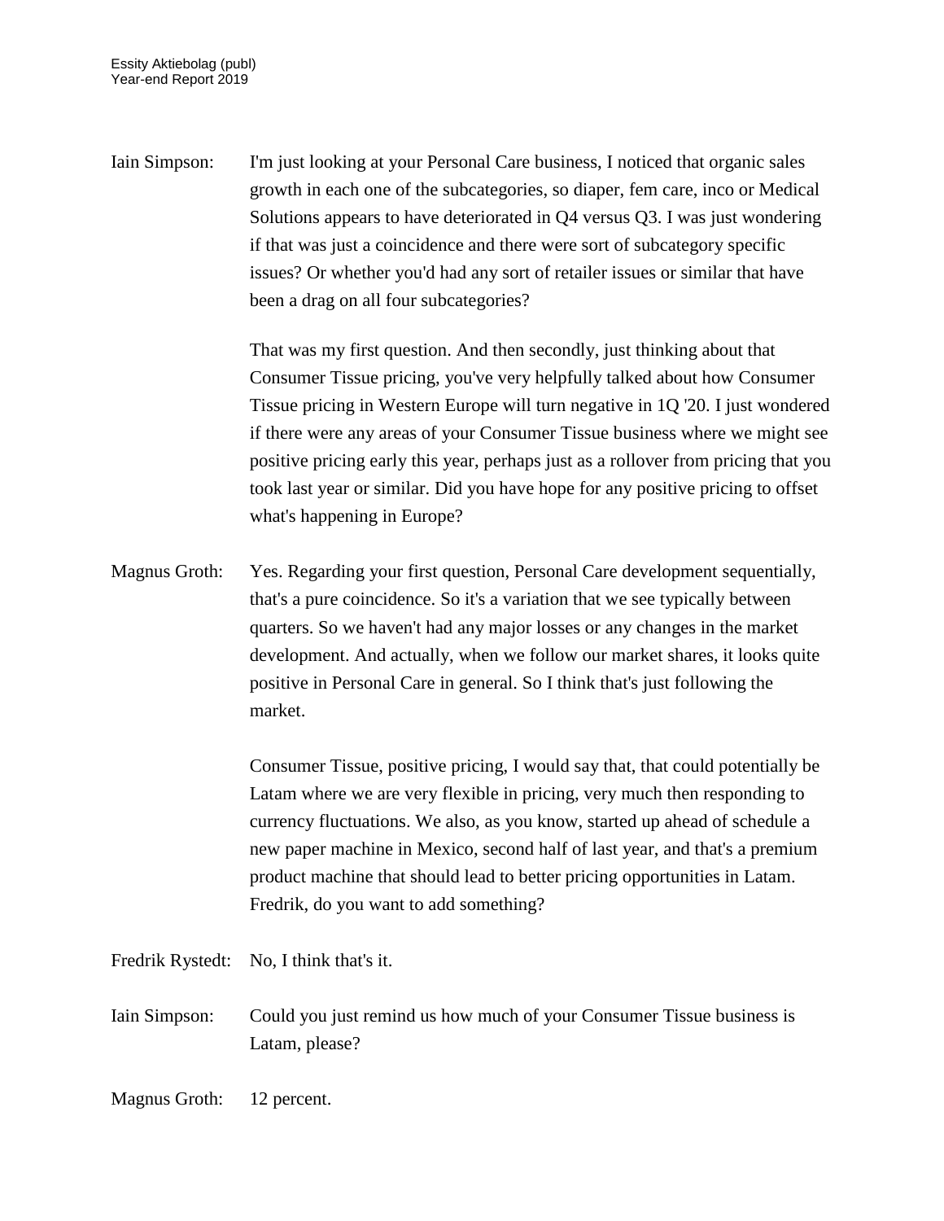Iain Simpson: I'm just looking at your Personal Care business, I noticed that organic sales growth in each one of the subcategories, so diaper, fem care, inco or Medical Solutions appears to have deteriorated in Q4 versus Q3. I was just wondering if that was just a coincidence and there were sort of subcategory specific issues? Or whether you'd had any sort of retailer issues or similar that have been a drag on all four subcategories?

That was my first question. And then secondly, just thinking about that Consumer Tissue pricing, you've very helpfully talked about how Consumer Tissue pricing in Western Europe will turn negative in 1Q '20. I just wondered if there were any areas of your Consumer Tissue business where we might see positive pricing early this year, perhaps just as a rollover from pricing that you took last year or similar. Did you have hope for any positive pricing to offset what's happening in Europe?

Magnus Groth: Yes. Regarding your first question, Personal Care development sequentially, that's a pure coincidence. So it's a variation that we see typically between quarters. So we haven't had any major losses or any changes in the market development. And actually, when we follow our market shares, it looks quite positive in Personal Care in general. So I think that's just following the market.

Consumer Tissue, positive pricing, I would say that, that could potentially be Latam where we are very flexible in pricing, very much then responding to currency fluctuations. We also, as you know, started up ahead of schedule a new paper machine in Mexico, second half of last year, and that's a premium product machine that should lead to better pricing opportunities in Latam. Fredrik, do you want to add something?

Fredrik Rystedt: No, I think that's it.

Iain Simpson: Could you just remind us how much of your Consumer Tissue business is Latam, please?

Magnus Groth: 12 percent.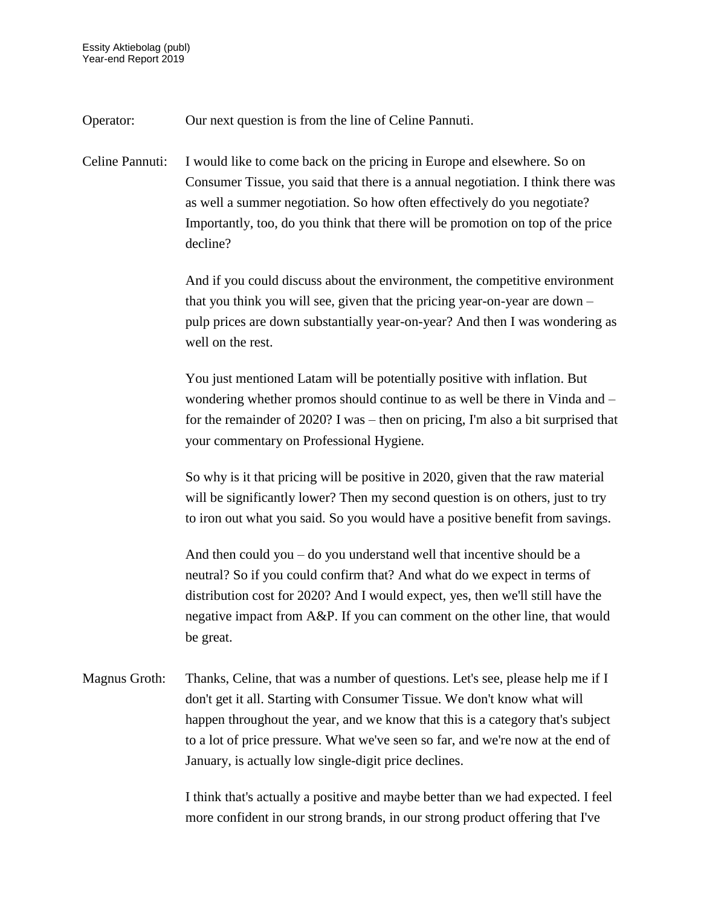Operator: Our next question is from the line of Celine Pannuti.

Celine Pannuti: I would like to come back on the pricing in Europe and elsewhere. So on Consumer Tissue, you said that there is a annual negotiation. I think there was as well a summer negotiation. So how often effectively do you negotiate? Importantly, too, do you think that there will be promotion on top of the price decline?

And if you could discuss about the environment, the competitive environment that you think you will see, given that the pricing year-on-year are down – pulp prices are down substantially year-on-year? And then I was wondering as well on the rest.

You just mentioned Latam will be potentially positive with inflation. But wondering whether promos should continue to as well be there in Vinda and – for the remainder of 2020? I was – then on pricing, I'm also a bit surprised that your commentary on Professional Hygiene.

So why is it that pricing will be positive in 2020, given that the raw material will be significantly lower? Then my second question is on others, just to try to iron out what you said. So you would have a positive benefit from savings.

And then could you – do you understand well that incentive should be a neutral? So if you could confirm that? And what do we expect in terms of distribution cost for 2020? And I would expect, yes, then we'll still have the negative impact from A&P. If you can comment on the other line, that would be great.

Magnus Groth: Thanks, Celine, that was a number of questions. Let's see, please help me if I don't get it all. Starting with Consumer Tissue. We don't know what will happen throughout the year, and we know that this is a category that's subject to a lot of price pressure. What we've seen so far, and we're now at the end of January, is actually low single-digit price declines.

I think that's actually a positive and maybe better than we had expected. I feel more confident in our strong brands, in our strong product offering that I've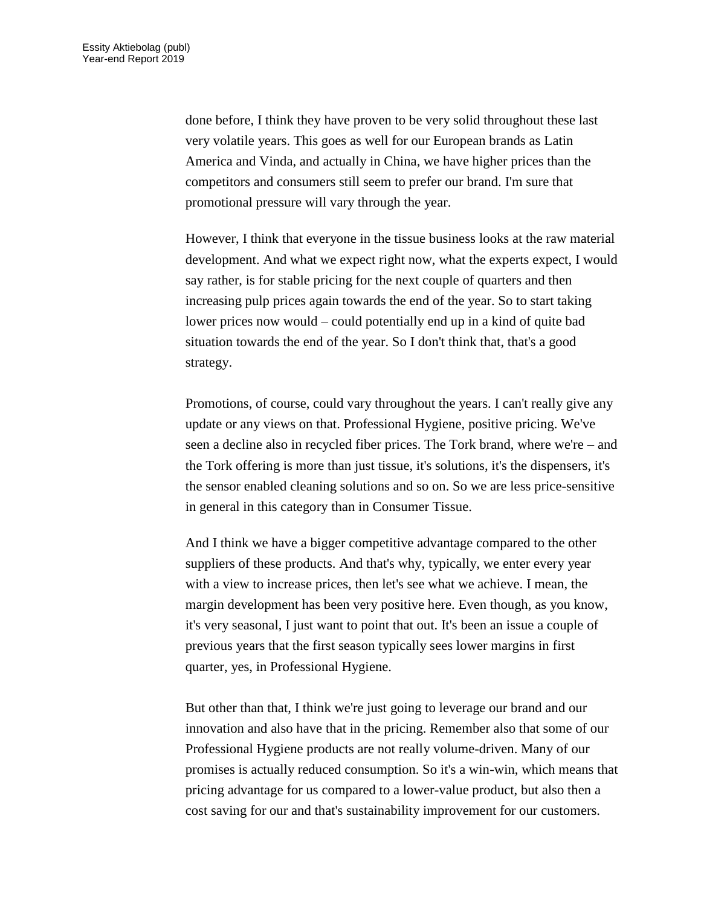done before, I think they have proven to be very solid throughout these last very volatile years. This goes as well for our European brands as Latin America and Vinda, and actually in China, we have higher prices than the competitors and consumers still seem to prefer our brand. I'm sure that promotional pressure will vary through the year.

However, I think that everyone in the tissue business looks at the raw material development. And what we expect right now, what the experts expect, I would say rather, is for stable pricing for the next couple of quarters and then increasing pulp prices again towards the end of the year. So to start taking lower prices now would – could potentially end up in a kind of quite bad situation towards the end of the year. So I don't think that, that's a good strategy.

Promotions, of course, could vary throughout the years. I can't really give any update or any views on that. Professional Hygiene, positive pricing. We've seen a decline also in recycled fiber prices. The Tork brand, where we're – and the Tork offering is more than just tissue, it's solutions, it's the dispensers, it's the sensor enabled cleaning solutions and so on. So we are less price-sensitive in general in this category than in Consumer Tissue.

And I think we have a bigger competitive advantage compared to the other suppliers of these products. And that's why, typically, we enter every year with a view to increase prices, then let's see what we achieve. I mean, the margin development has been very positive here. Even though, as you know, it's very seasonal, I just want to point that out. It's been an issue a couple of previous years that the first season typically sees lower margins in first quarter, yes, in Professional Hygiene.

But other than that, I think we're just going to leverage our brand and our innovation and also have that in the pricing. Remember also that some of our Professional Hygiene products are not really volume-driven. Many of our promises is actually reduced consumption. So it's a win-win, which means that pricing advantage for us compared to a lower-value product, but also then a cost saving for our and that's sustainability improvement for our customers.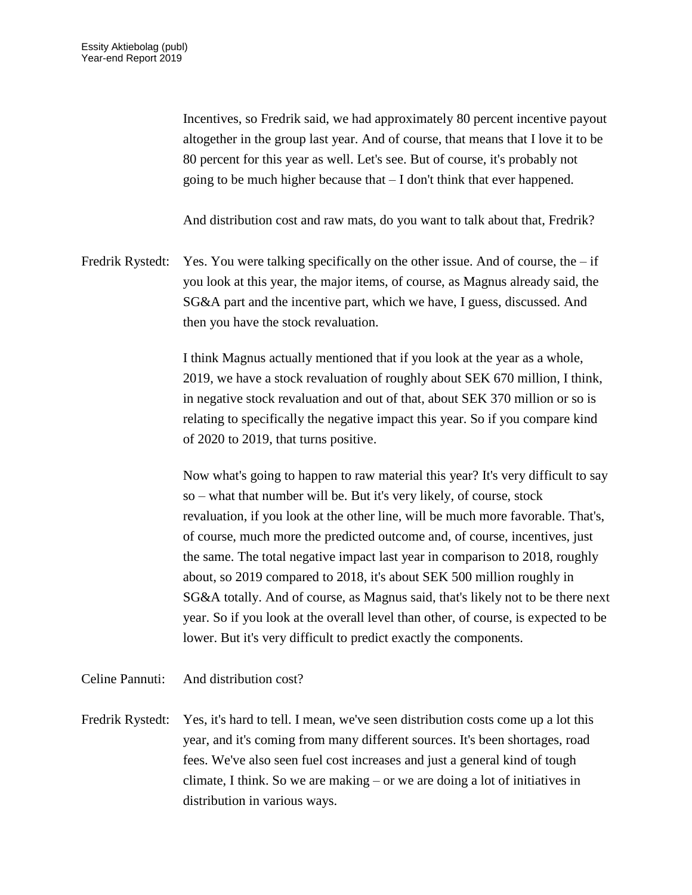Incentives, so Fredrik said, we had approximately 80 percent incentive payout altogether in the group last year. And of course, that means that I love it to be 80 percent for this year as well. Let's see. But of course, it's probably not going to be much higher because that – I don't think that ever happened.

And distribution cost and raw mats, do you want to talk about that, Fredrik?

Fredrik Rystedt: Yes. You were talking specifically on the other issue. And of course, the – if you look at this year, the major items, of course, as Magnus already said, the SG&A part and the incentive part, which we have, I guess, discussed. And then you have the stock revaluation.

I think Magnus actually mentioned that if you look at the year as a whole, 2019, we have a stock revaluation of roughly about SEK 670 million, I think, in negative stock revaluation and out of that, about SEK 370 million or so is relating to specifically the negative impact this year. So if you compare kind of 2020 to 2019, that turns positive.

Now what's going to happen to raw material this year? It's very difficult to say so – what that number will be. But it's very likely, of course, stock revaluation, if you look at the other line, will be much more favorable. That's, of course, much more the predicted outcome and, of course, incentives, just the same. The total negative impact last year in comparison to 2018, roughly about, so 2019 compared to 2018, it's about SEK 500 million roughly in SG&A totally. And of course, as Magnus said, that's likely not to be there next year. So if you look at the overall level than other, of course, is expected to be lower. But it's very difficult to predict exactly the components.

Celine Pannuti: And distribution cost?

Fredrik Rystedt: Yes, it's hard to tell. I mean, we've seen distribution costs come up a lot this year, and it's coming from many different sources. It's been shortages, road fees. We've also seen fuel cost increases and just a general kind of tough climate, I think. So we are making – or we are doing a lot of initiatives in distribution in various ways.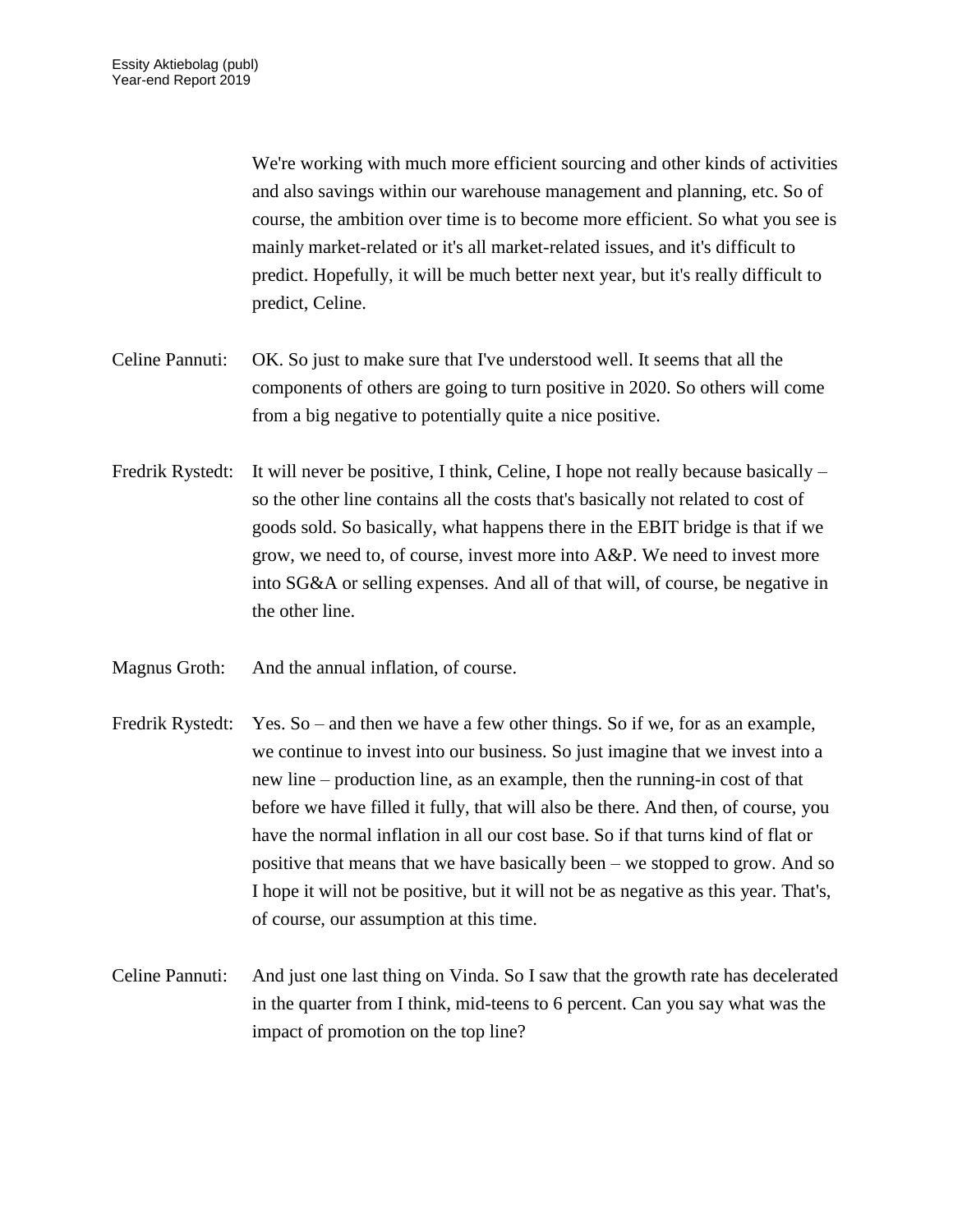We're working with much more efficient sourcing and other kinds of activities and also savings within our warehouse management and planning, etc. So of course, the ambition over time is to become more efficient. So what you see is mainly market-related or it's all market-related issues, and it's difficult to predict. Hopefully, it will be much better next year, but it's really difficult to predict, Celine.

Celine Pannuti: OK. So just to make sure that I've understood well. It seems that all the components of others are going to turn positive in 2020. So others will come from a big negative to potentially quite a nice positive.

Fredrik Rystedt: It will never be positive, I think, Celine, I hope not really because basically – so the other line contains all the costs that's basically not related to cost of goods sold. So basically, what happens there in the EBIT bridge is that if we grow, we need to, of course, invest more into A&P. We need to invest more into SG&A or selling expenses. And all of that will, of course, be negative in the other line.

Magnus Groth: And the annual inflation, of course.

Fredrik Rystedt: Yes. So – and then we have a few other things. So if we, for as an example, we continue to invest into our business. So just imagine that we invest into a new line – production line, as an example, then the running-in cost of that before we have filled it fully, that will also be there. And then, of course, you have the normal inflation in all our cost base. So if that turns kind of flat or positive that means that we have basically been – we stopped to grow. And so I hope it will not be positive, but it will not be as negative as this year. That's, of course, our assumption at this time.

Celine Pannuti: And just one last thing on Vinda. So I saw that the growth rate has decelerated in the quarter from I think, mid-teens to 6 percent. Can you say what was the impact of promotion on the top line?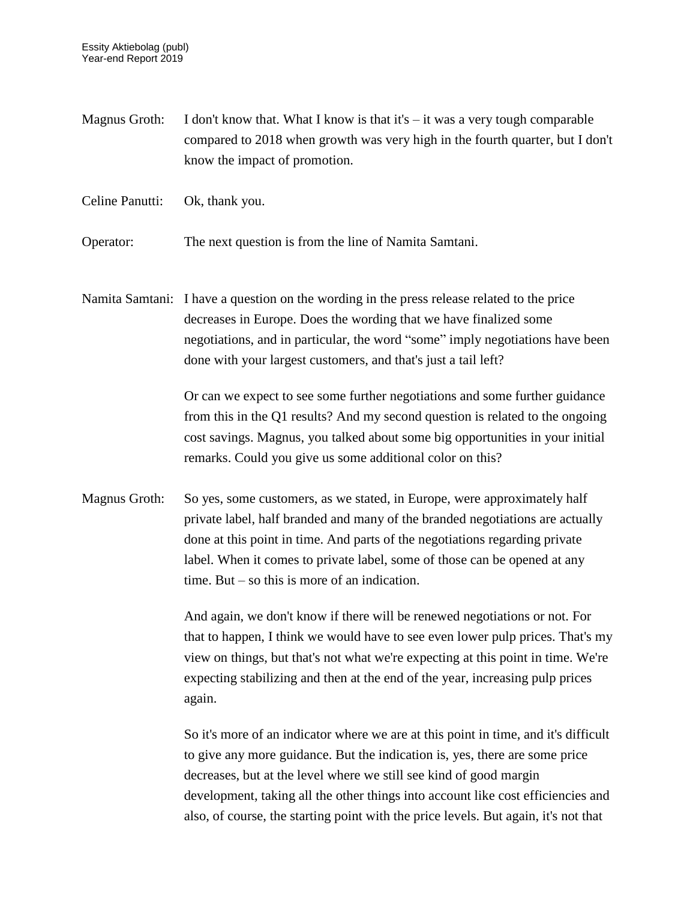Magnus Groth: I don't know that. What I know is that it's – it was a very tough comparable compared to 2018 when growth was very high in the fourth quarter, but I don't know the impact of promotion.

Celine Panutti: Ok, thank you.

Operator: The next question is from the line of Namita Samtani.

Namita Samtani: I have a question on the wording in the press release related to the price decreases in Europe. Does the wording that we have finalized some negotiations, and in particular, the word "some" imply negotiations have been done with your largest customers, and that's just a tail left?

Or can we expect to see some further negotiations and some further guidance from this in the Q1 results? And my second question is related to the ongoing cost savings. Magnus, you talked about some big opportunities in your initial remarks. Could you give us some additional color on this?

Magnus Groth: So yes, some customers, as we stated, in Europe, were approximately half private label, half branded and many of the branded negotiations are actually done at this point in time. And parts of the negotiations regarding private label. When it comes to private label, some of those can be opened at any time. But – so this is more of an indication.

And again, we don't know if there will be renewed negotiations or not. For that to happen, I think we would have to see even lower pulp prices. That's my view on things, but that's not what we're expecting at this point in time. We're expecting stabilizing and then at the end of the year, increasing pulp prices again.

So it's more of an indicator where we are at this point in time, and it's difficult to give any more guidance. But the indication is, yes, there are some price decreases, but at the level where we still see kind of good margin development, taking all the other things into account like cost efficiencies and also, of course, the starting point with the price levels. But again, it's not that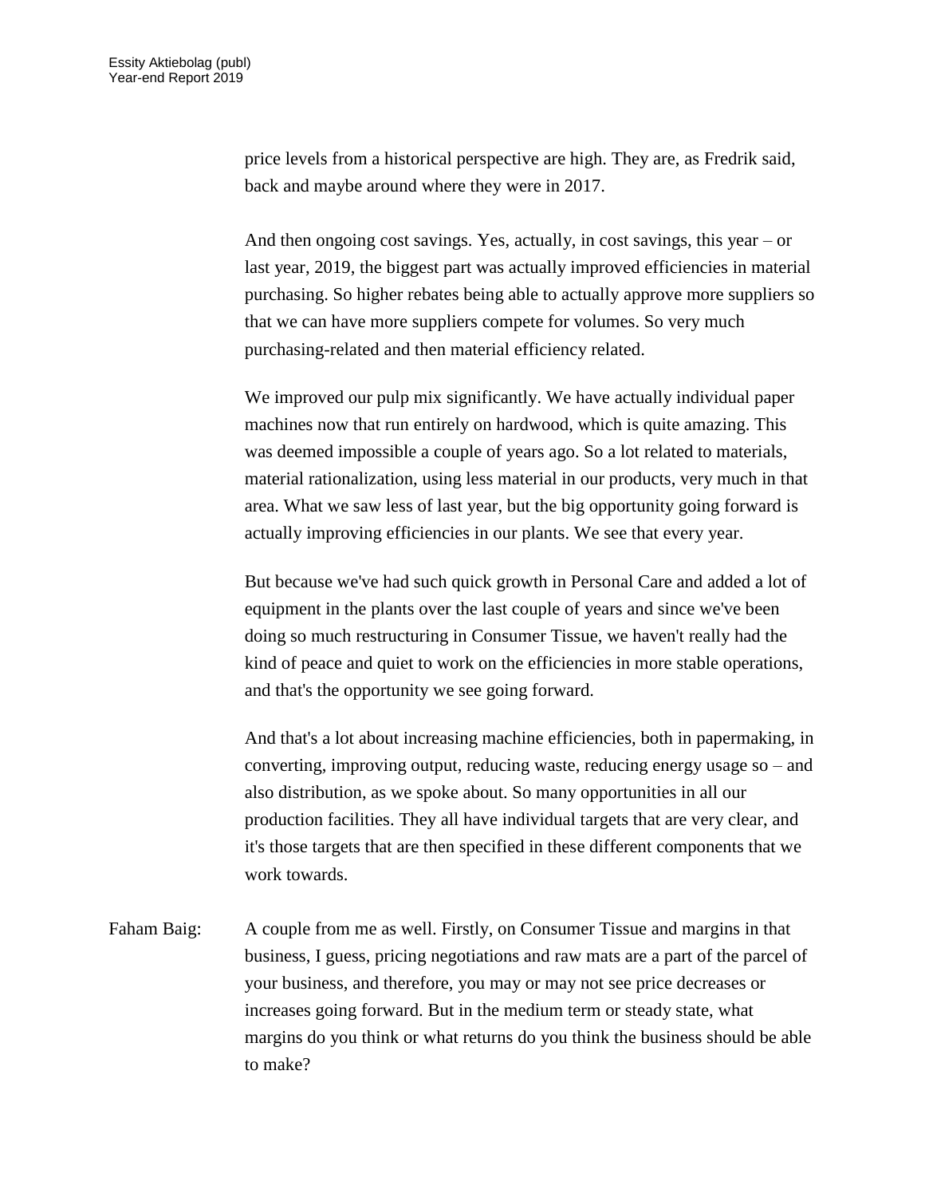price levels from a historical perspective are high. They are, as Fredrik said, back and maybe around where they were in 2017.

And then ongoing cost savings. Yes, actually, in cost savings, this year – or last year, 2019, the biggest part was actually improved efficiencies in material purchasing. So higher rebates being able to actually approve more suppliers so that we can have more suppliers compete for volumes. So very much purchasing-related and then material efficiency related.

We improved our pulp mix significantly. We have actually individual paper machines now that run entirely on hardwood, which is quite amazing. This was deemed impossible a couple of years ago. So a lot related to materials, material rationalization, using less material in our products, very much in that area. What we saw less of last year, but the big opportunity going forward is actually improving efficiencies in our plants. We see that every year.

But because we've had such quick growth in Personal Care and added a lot of equipment in the plants over the last couple of years and since we've been doing so much restructuring in Consumer Tissue, we haven't really had the kind of peace and quiet to work on the efficiencies in more stable operations, and that's the opportunity we see going forward.

And that's a lot about increasing machine efficiencies, both in papermaking, in converting, improving output, reducing waste, reducing energy usage so – and also distribution, as we spoke about. So many opportunities in all our production facilities. They all have individual targets that are very clear, and it's those targets that are then specified in these different components that we work towards.

Faham Baig: A couple from me as well. Firstly, on Consumer Tissue and margins in that business, I guess, pricing negotiations and raw mats are a part of the parcel of your business, and therefore, you may or may not see price decreases or increases going forward. But in the medium term or steady state, what margins do you think or what returns do you think the business should be able to make?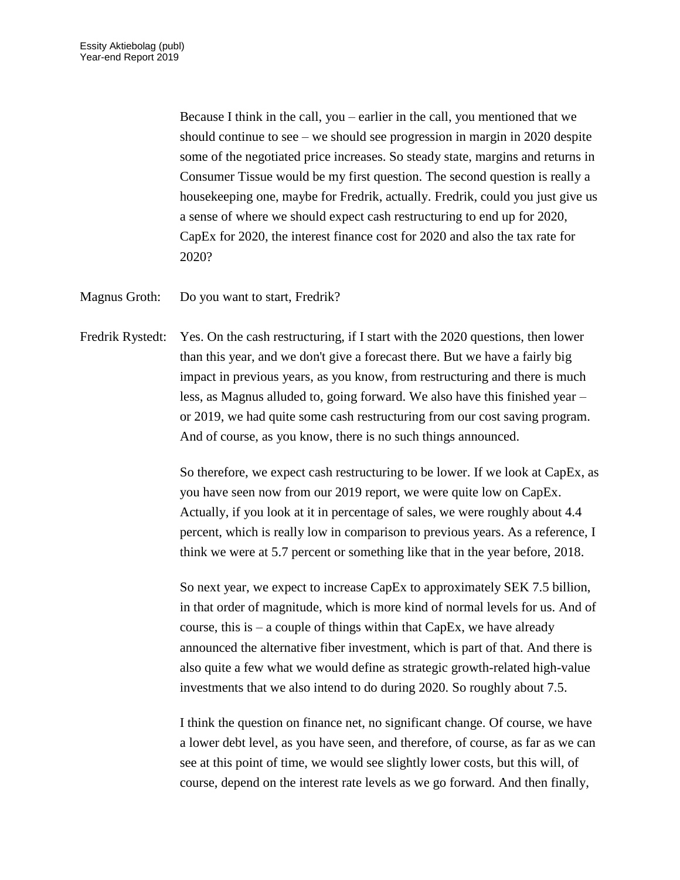Because I think in the call, you – earlier in the call, you mentioned that we should continue to see – we should see progression in margin in 2020 despite some of the negotiated price increases. So steady state, margins and returns in Consumer Tissue would be my first question. The second question is really a housekeeping one, maybe for Fredrik, actually. Fredrik, could you just give us a sense of where we should expect cash restructuring to end up for 2020, CapEx for 2020, the interest finance cost for 2020 and also the tax rate for 2020?

Magnus Groth: Do you want to start, Fredrik?

Fredrik Rystedt: Yes. On the cash restructuring, if I start with the 2020 questions, then lower than this year, and we don't give a forecast there. But we have a fairly big impact in previous years, as you know, from restructuring and there is much less, as Magnus alluded to, going forward. We also have this finished year – or 2019, we had quite some cash restructuring from our cost saving program. And of course, as you know, there is no such things announced.

So therefore, we expect cash restructuring to be lower. If we look at CapEx, as you have seen now from our 2019 report, we were quite low on CapEx. Actually, if you look at it in percentage of sales, we were roughly about 4.4 percent, which is really low in comparison to previous years. As a reference, I think we were at 5.7 percent or something like that in the year before, 2018.

So next year, we expect to increase CapEx to approximately SEK 7.5 billion, in that order of magnitude, which is more kind of normal levels for us. And of course, this is – a couple of things within that CapEx, we have already announced the alternative fiber investment, which is part of that. And there is also quite a few what we would define as strategic growth-related high-value investments that we also intend to do during 2020. So roughly about 7.5.

I think the question on finance net, no significant change. Of course, we have a lower debt level, as you have seen, and therefore, of course, as far as we can see at this point of time, we would see slightly lower costs, but this will, of course, depend on the interest rate levels as we go forward. And then finally,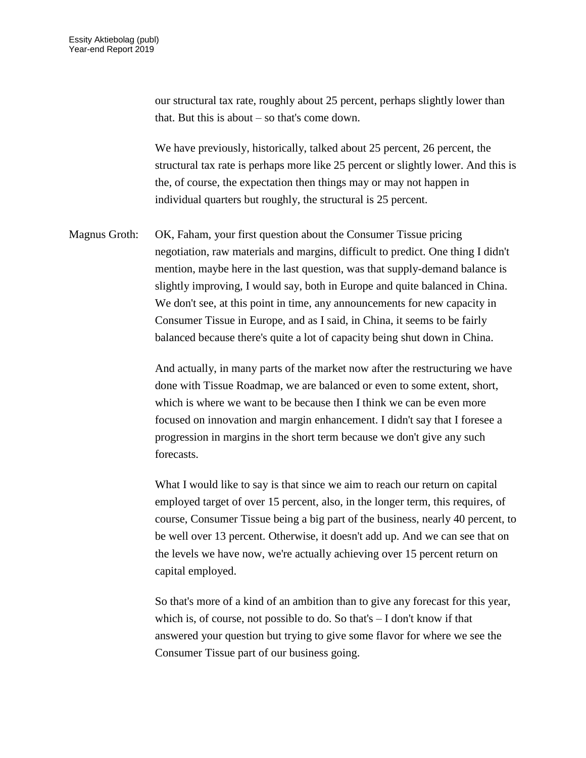our structural tax rate, roughly about 25 percent, perhaps slightly lower than that. But this is about – so that's come down.

We have previously, historically, talked about 25 percent, 26 percent, the structural tax rate is perhaps more like 25 percent or slightly lower. And this is the, of course, the expectation then things may or may not happen in individual quarters but roughly, the structural is 25 percent.

Magnus Groth: OK, Faham, your first question about the Consumer Tissue pricing negotiation, raw materials and margins, difficult to predict. One thing I didn't mention, maybe here in the last question, was that supply-demand balance is slightly improving, I would say, both in Europe and quite balanced in China. We don't see, at this point in time, any announcements for new capacity in Consumer Tissue in Europe, and as I said, in China, it seems to be fairly balanced because there's quite a lot of capacity being shut down in China.

And actually, in many parts of the market now after the restructuring we have done with Tissue Roadmap, we are balanced or even to some extent, short, which is where we want to be because then I think we can be even more focused on innovation and margin enhancement. I didn't say that I foresee a progression in margins in the short term because we don't give any such forecasts.

What I would like to say is that since we aim to reach our return on capital employed target of over 15 percent, also, in the longer term, this requires, of course, Consumer Tissue being a big part of the business, nearly 40 percent, to be well over 13 percent. Otherwise, it doesn't add up. And we can see that on the levels we have now, we're actually achieving over 15 percent return on capital employed.

So that's more of a kind of an ambition than to give any forecast for this year, which is, of course, not possible to do. So that's – I don't know if that answered your question but trying to give some flavor for where we see the Consumer Tissue part of our business going.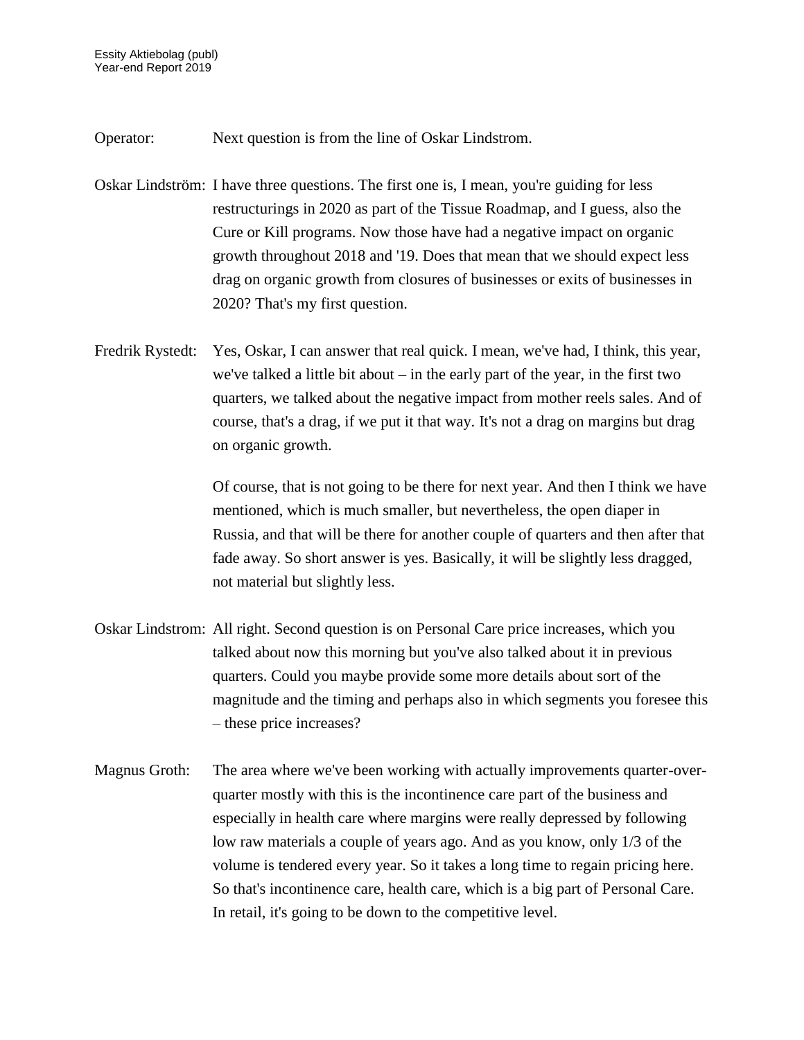Operator: Next question is from the line of Oskar Lindstrom.

Oskar Lindström: I have three questions. The first one is, I mean, you're guiding for less restructurings in 2020 as part of the Tissue Roadmap, and I guess, also the Cure or Kill programs. Now those have had a negative impact on organic growth throughout 2018 and '19. Does that mean that we should expect less drag on organic growth from closures of businesses or exits of businesses in 2020? That's my first question.

Fredrik Rystedt: Yes, Oskar, I can answer that real quick. I mean, we've had, I think, this year, we've talked a little bit about – in the early part of the year, in the first two quarters, we talked about the negative impact from mother reels sales. And of course, that's a drag, if we put it that way. It's not a drag on margins but drag on organic growth.

Of course, that is not going to be there for next year. And then I think we have mentioned, which is much smaller, but nevertheless, the open diaper in Russia, and that will be there for another couple of quarters and then after that fade away. So short answer is yes. Basically, it will be slightly less dragged, not material but slightly less.

Oskar Lindstrom: All right. Second question is on Personal Care price increases, which you talked about now this morning but you've also talked about it in previous quarters. Could you maybe provide some more details about sort of the magnitude and the timing and perhaps also in which segments you foresee this – these price increases?

Magnus Groth: The area where we've been working with actually improvements quarter-over-quarter mostly with this is the incontinence care part of the business and especially in health care where margins were really depressed by following low raw materials a couple of years ago. And as you know, only 1/3 of the volume is tendered every year. So it takes a long time to regain pricing here. So that's incontinence care, health care, which is a big part of Personal Care. In retail, it's going to be down to the competitive level.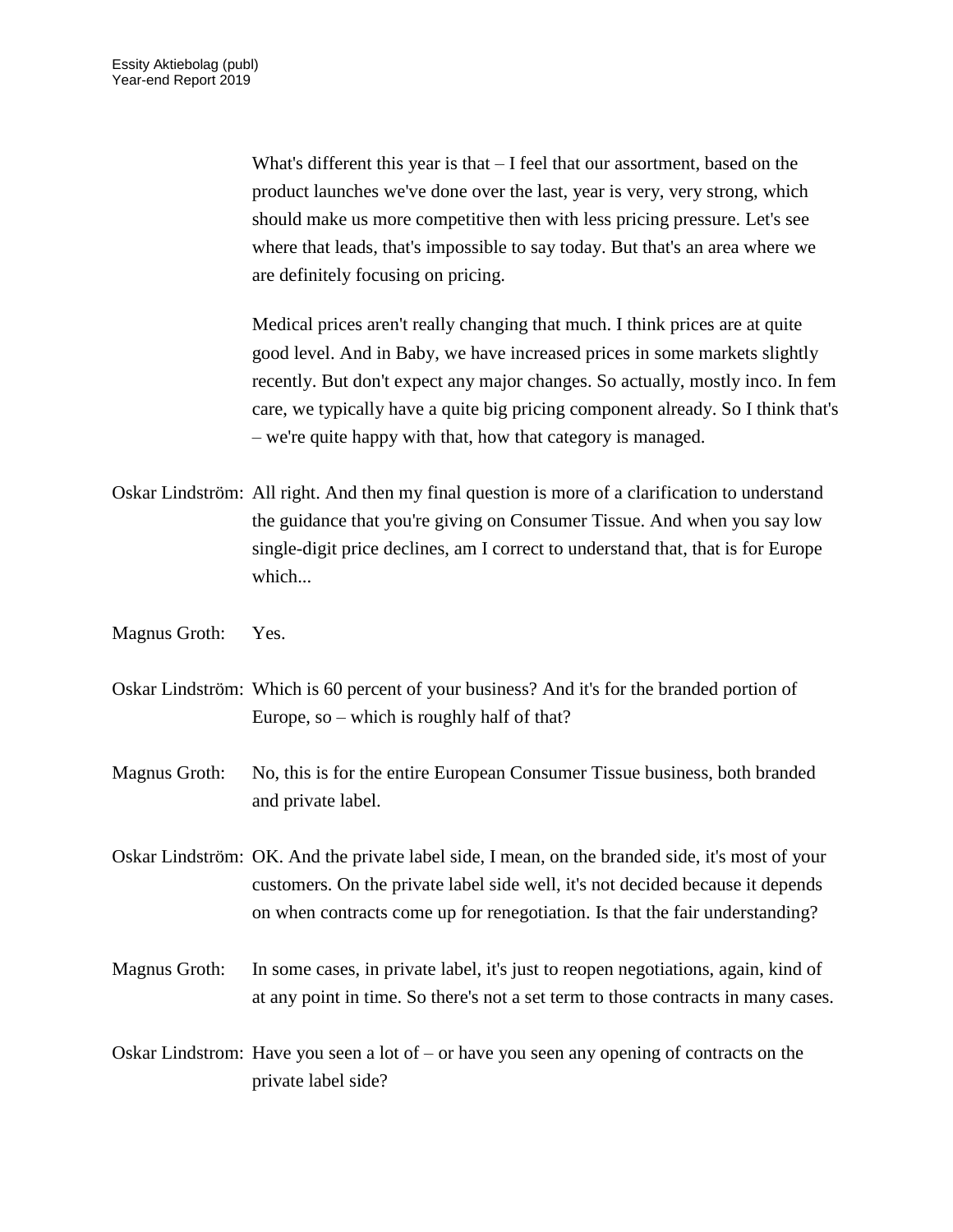What's different this year is that – I feel that our assortment, based on the product launches we've done over the last, year is very, very strong, which should make us more competitive then with less pricing pressure. Let's see where that leads, that's impossible to say today. But that's an area where we are definitely focusing on pricing.

Medical prices aren't really changing that much. I think prices are at quite good level. And in Baby, we have increased prices in some markets slightly recently. But don't expect any major changes. So actually, mostly inco. In fem care, we typically have a quite big pricing component already. So I think that's – we're quite happy with that, how that category is managed.

Oskar Lindström: All right. And then my final question is more of a clarification to understand the guidance that you're giving on Consumer Tissue. And when you say low single-digit price declines, am I correct to understand that, that is for Europe which...

Magnus Groth: Yes.

Oskar Lindström: Which is 60 percent of your business? And it's for the branded portion of Europe, so – which is roughly half of that?

Magnus Groth: No, this is for the entire European Consumer Tissue business, both branded and private label.

Oskar Lindström: OK. And the private label side, I mean, on the branded side, it's most of your customers. On the private label side well, it's not decided because it depends on when contracts come up for renegotiation. Is that the fair understanding?

Magnus Groth: In some cases, in private label, it's just to reopen negotiations, again, kind of at any point in time. So there's not a set term to those contracts in many cases.

Oskar Lindstrom: Have you seen a lot of – or have you seen any opening of contracts on the private label side?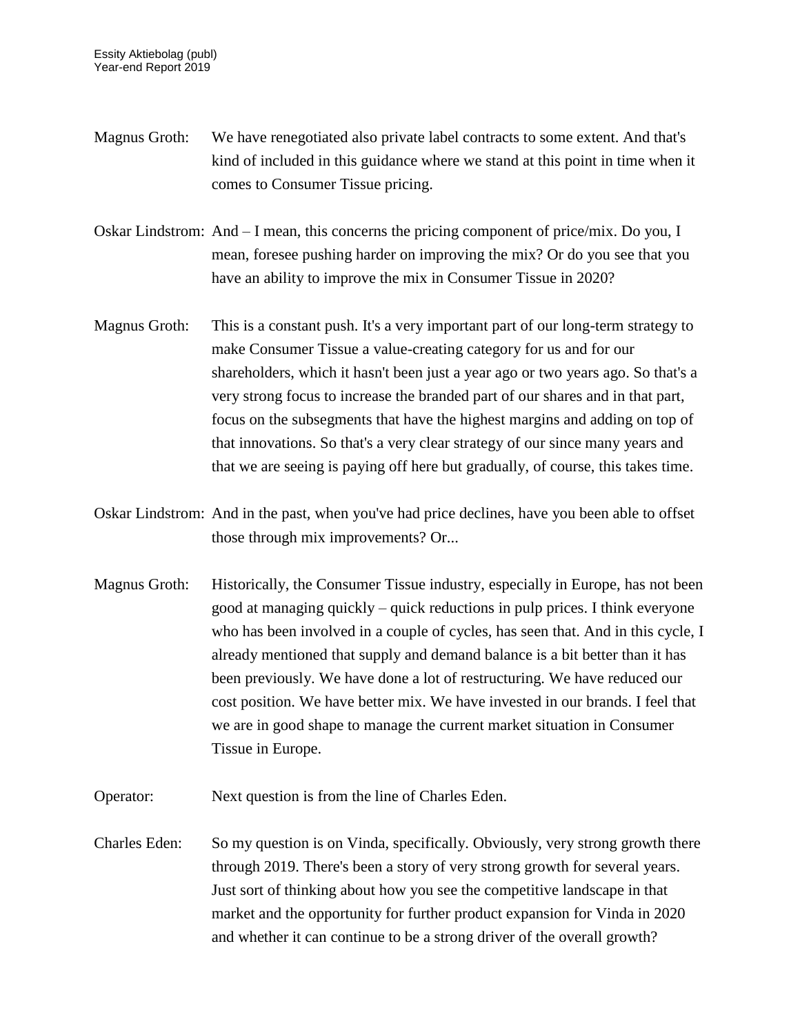Magnus Groth: We have renegotiated also private label contracts to some extent. And that's kind of included in this guidance where we stand at this point in time when it comes to Consumer Tissue pricing.

Oskar Lindstrom: And – I mean, this concerns the pricing component of price/mix. Do you, I mean, foresee pushing harder on improving the mix? Or do you see that you have an ability to improve the mix in Consumer Tissue in 2020?

Magnus Groth: This is a constant push. It's a very important part of our long-term strategy to make Consumer Tissue a value-creating category for us and for our shareholders, which it hasn't been just a year ago or two years ago. So that's a very strong focus to increase the branded part of our shares and in that part, focus on the subsegments that have the highest margins and adding on top of that innovations. So that's a very clear strategy of our since many years and that we are seeing is paying off here but gradually, of course, this takes time.

Oskar Lindstrom: And in the past, when you've had price declines, have you been able to offset those through mix improvements? Or...

Magnus Groth: Historically, the Consumer Tissue industry, especially in Europe, has not been good at managing quickly – quick reductions in pulp prices. I think everyone who has been involved in a couple of cycles, has seen that. And in this cycle, I already mentioned that supply and demand balance is a bit better than it has been previously. We have done a lot of restructuring. We have reduced our cost position. We have better mix. We have invested in our brands. I feel that we are in good shape to manage the current market situation in Consumer Tissue in Europe.

Operator: Next question is from the line of Charles Eden.

Charles Eden: So my question is on Vinda, specifically. Obviously, very strong growth there through 2019. There's been a story of very strong growth for several years. Just sort of thinking about how you see the competitive landscape in that market and the opportunity for further product expansion for Vinda in 2020 and whether it can continue to be a strong driver of the overall growth?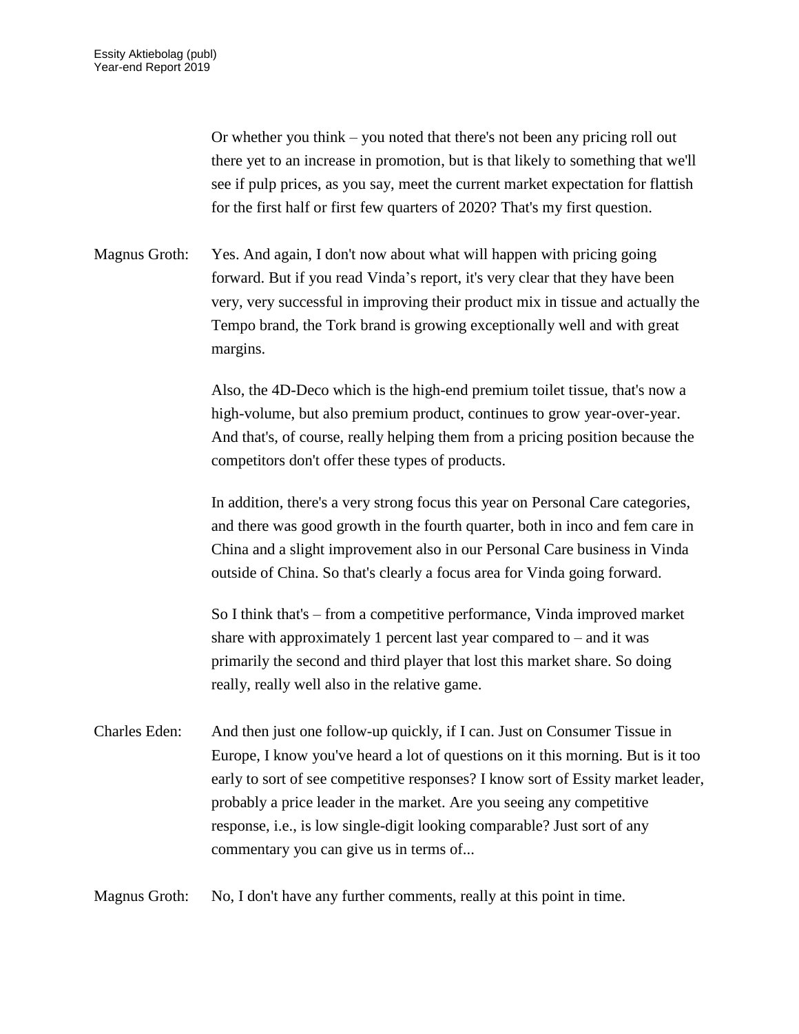Or whether you think – you noted that there's not been any pricing roll out there yet to an increase in promotion, but is that likely to something that we'll see if pulp prices, as you say, meet the current market expectation for flattish for the first half or first few quarters of 2020? That's my first question.

Magnus Groth: Yes. And again, I don't now about what will happen with pricing going forward. But if you read Vinda's report, it's very clear that they have been very, very successful in improving their product mix in tissue and actually the Tempo brand, the Tork brand is growing exceptionally well and with great margins.

Also, the 4D-Deco which is the high-end premium toilet tissue, that's now a high-volume, but also premium product, continues to grow year-over-year. And that's, of course, really helping them from a pricing position because the competitors don't offer these types of products.

In addition, there's a very strong focus this year on Personal Care categories, and there was good growth in the fourth quarter, both in inco and fem care in China and a slight improvement also in our Personal Care business in Vinda outside of China. So that's clearly a focus area for Vinda going forward.

So I think that's – from a competitive performance, Vinda improved market share with approximately 1 percent last year compared to – and it was primarily the second and third player that lost this market share. So doing really, really well also in the relative game.

Charles Eden: And then just one follow-up quickly, if I can. Just on Consumer Tissue in Europe, I know you've heard a lot of questions on it this morning. But is it too early to sort of see competitive responses? I know sort of Essity market leader, probably a price leader in the market. Are you seeing any competitive response, i.e., is low single-digit looking comparable? Just sort of any commentary you can give us in terms of...

Magnus Groth: No, I don't have any further comments, really at this point in time.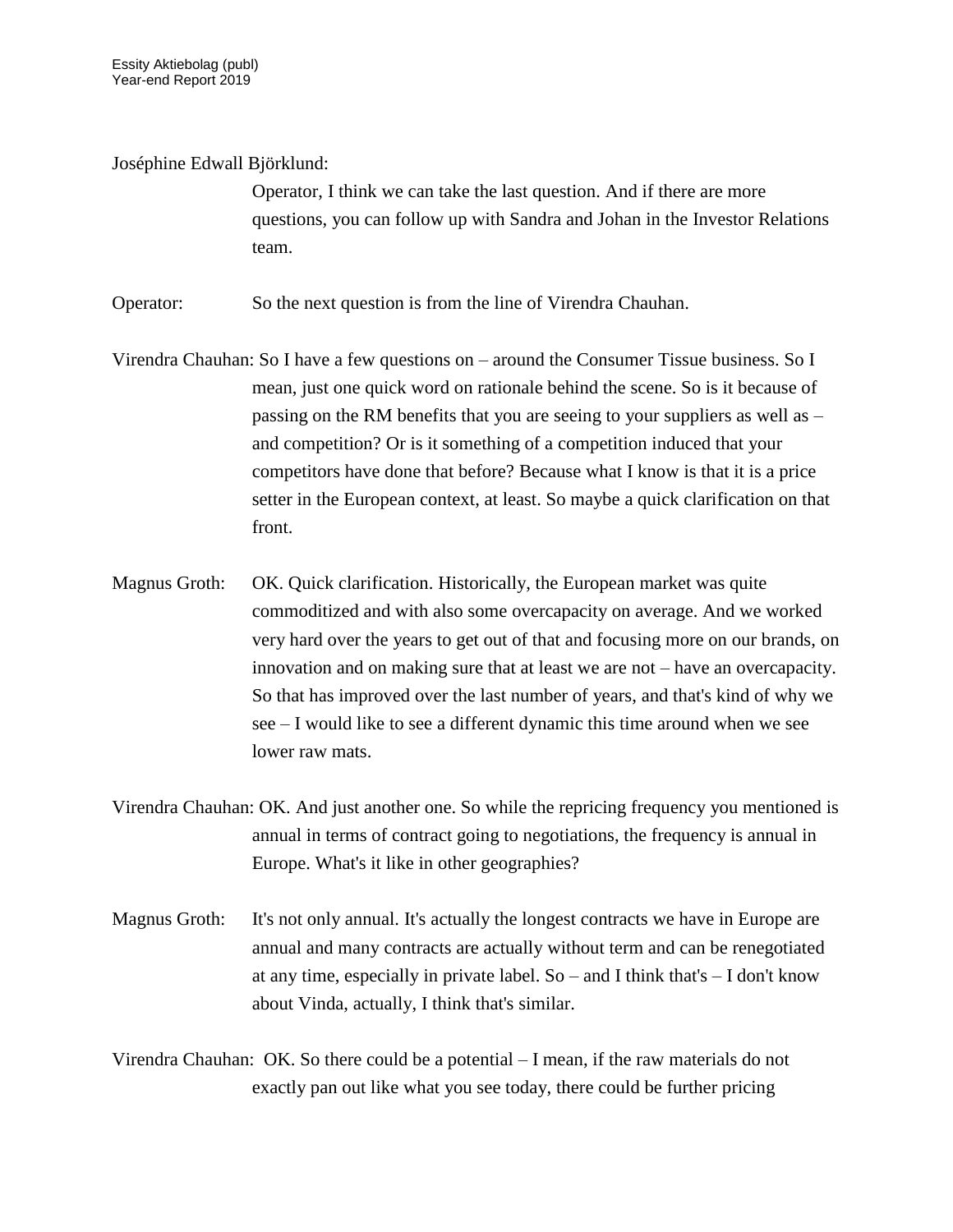Joséphine Edwall Björklund:

Operator, I think we can take the last question. And if there are more questions, you can follow up with Sandra and Johan in the Investor Relations team.

Operator: So the next question is from the line of Virendra Chauhan.

Virendra Chauhan: So I have a few questions on – around the Consumer Tissue business. So I mean, just one quick word on rationale behind the scene. So is it because of passing on the RM benefits that you are seeing to your suppliers as well as – and competition? Or is it something of a competition induced that your competitors have done that before? Because what I know is that it is a price setter in the European context, at least. So maybe a quick clarification on that front.

Magnus Groth: OK. Quick clarification. Historically, the European market was quite commoditized and with also some overcapacity on average. And we worked very hard over the years to get out of that and focusing more on our brands, on innovation and on making sure that at least we are not – have an overcapacity. So that has improved over the last number of years, and that's kind of why we see – I would like to see a different dynamic this time around when we see lower raw mats.

Virendra Chauhan: OK. And just another one. So while the repricing frequency you mentioned is annual in terms of contract going to negotiations, the frequency is annual in Europe. What's it like in other geographies?

Magnus Groth: It's not only annual. It's actually the longest contracts we have in Europe are annual and many contracts are actually without term and can be renegotiated at any time, especially in private label. So – and I think that's – I don't know about Vinda, actually, I think that's similar.

Virendra Chauhan: OK. So there could be a potential – I mean, if the raw materials do not exactly pan out like what you see today, there could be further pricing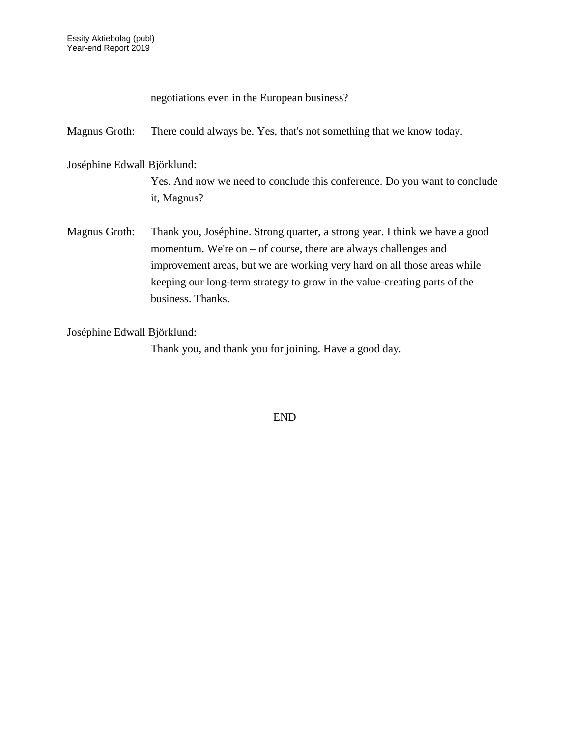negotiations even in the European business?

Magnus Groth: There could always be. Yes, that's not something that we know today.

Joséphine Edwall Björklund:
Yes. And now we need to conclude this conference. Do you want to conclude it, Magnus?

Magnus Groth: Thank you, Joséphine. Strong quarter, a strong year. I think we have a good momentum. We're on – of course, there are always challenges and improvement areas, but we are working very hard on all those areas while keeping our long-term strategy to grow in the value-creating parts of the business. Thanks.

Joséphine Edwall Björklund:
Thank you, and thank you for joining. Have a good day.

END